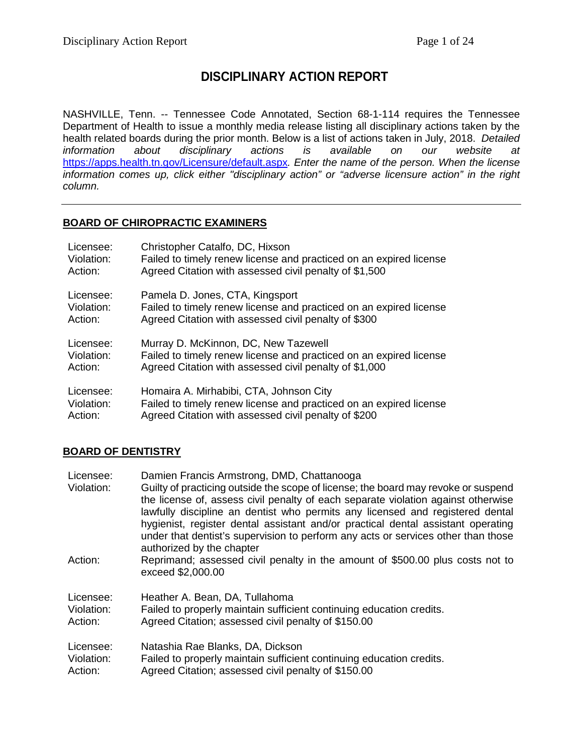# DISCIPLINARY ACTION REPORT

NASHVILLE, Tenn. -- Tennessee Code Annotated, Section 68-1-114 requires the Tennessee Department of Health to issue a monthly media release listing all disciplinary actions taken by the health related boards during the prior month. Below is a list of actions taken in July, 2018. *Detailed information about disciplinary actions is available on our website at* https://apps.health.tn.gov/Licensure/default.aspx*. Enter the name of the person. When the license information comes up, click either "disciplinary action" or "adverse licensure action" in the right column.*

---

## BOARD OF CHIROPRACTIC EXAMINERS

| | |
|---|---|
| Licensee: | Christopher Catalfo, DC, Hixson |
| Violation: | Failed to timely renew license and practiced on an expired license |
| Action: | Agreed Citation with assessed civil penalty of $1,500 |

| | |
|---|---|
| Licensee: | Pamela D. Jones, CTA, Kingsport |
| Violation: | Failed to timely renew license and practiced on an expired license |
| Action: | Agreed Citation with assessed civil penalty of $300 |

| | |
|---|---|
| Licensee: | Murray D. McKinnon, DC, New Tazewell |
| Violation: | Failed to timely renew license and practiced on an expired license |
| Action: | Agreed Citation with assessed civil penalty of $1,000 |

| | |
|---|---|
| Licensee: | Homaira A. Mirhabibi, CTA, Johnson City |
| Violation: | Failed to timely renew license and practiced on an expired license |
| Action: | Agreed Citation with assessed civil penalty of $200 |

## BOARD OF DENTISTRY

| | |
|---|---|
| Licensee: | Damien Francis Armstrong, DMD, Chattanooga |
| Violation: | Guilty of practicing outside the scope of license; the board may revoke or suspend the license of, assess civil penalty of each separate violation against otherwise lawfully discipline an dentist who permits any licensed and registered dental hygienist, register dental assistant and/or practical dental assistant operating under that dentist's supervision to perform any acts or services other than those authorized by the chapter |
| Action: | Reprimand; assessed civil penalty in the amount of $500.00 plus costs not to exceed $2,000.00 |

| | |
|---|---|
| Licensee: | Heather A. Bean, DA, Tullahoma |
| Violation: | Failed to properly maintain sufficient continuing education credits. |
| Action: | Agreed Citation; assessed civil penalty of $150.00 |

| | |
|---|---|
| Licensee: | Natashia Rae Blanks, DA, Dickson |
| Violation: | Failed to properly maintain sufficient continuing education credits. |
| Action: | Agreed Citation; assessed civil penalty of $150.00 |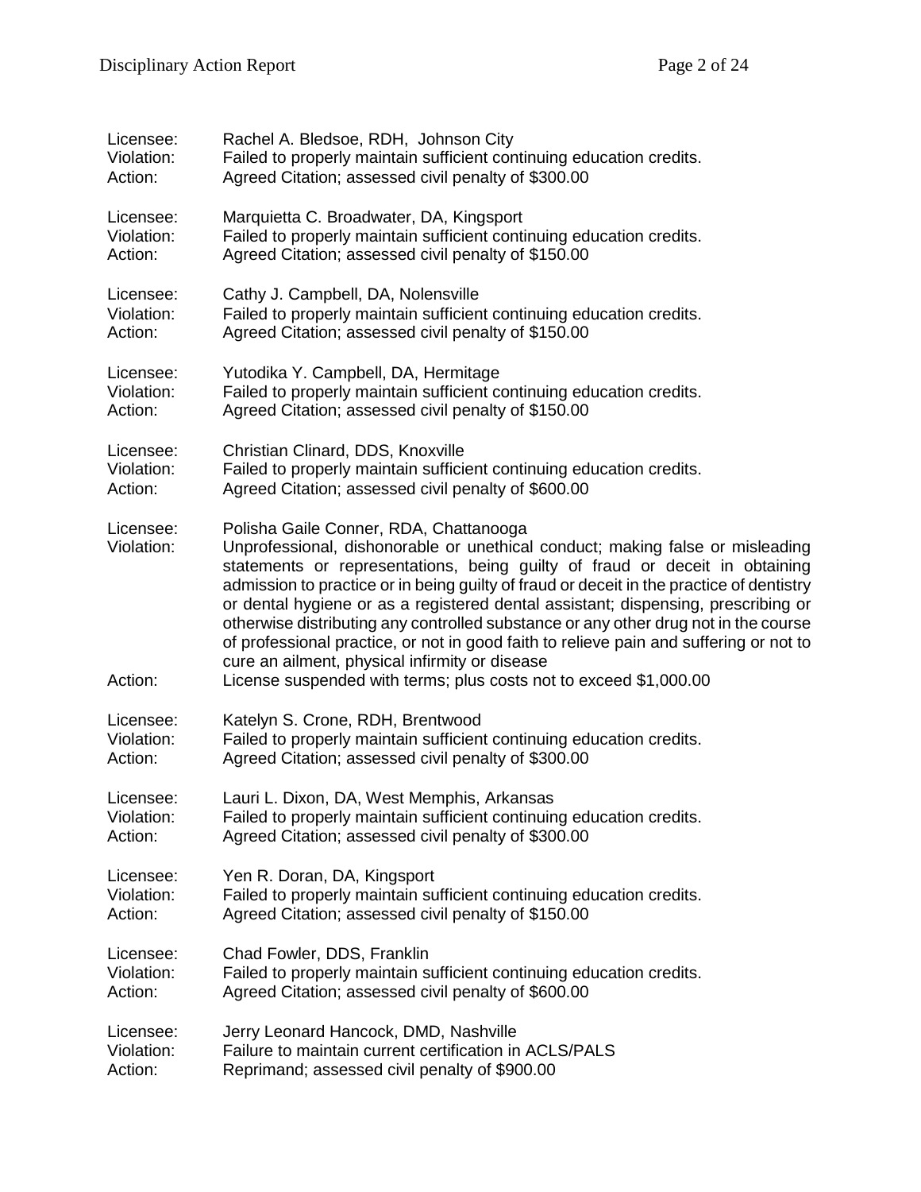Licensee: Rachel A. Bledsoe, RDH, Johnson City
Violation: Failed to properly maintain sufficient continuing education credits.
Action: Agreed Citation; assessed civil penalty of $300.00

Licensee: Marquietta C. Broadwater, DA, Kingsport
Violation: Failed to properly maintain sufficient continuing education credits.
Action: Agreed Citation; assessed civil penalty of $150.00

Licensee: Cathy J. Campbell, DA, Nolensville
Violation: Failed to properly maintain sufficient continuing education credits.
Action: Agreed Citation; assessed civil penalty of $150.00

Licensee: Yutodika Y. Campbell, DA, Hermitage
Violation: Failed to properly maintain sufficient continuing education credits.
Action: Agreed Citation; assessed civil penalty of $150.00

Licensee: Christian Clinard, DDS, Knoxville
Violation: Failed to properly maintain sufficient continuing education credits.
Action: Agreed Citation; assessed civil penalty of $600.00

Licensee: Polisha Gaile Conner, RDA, Chattanooga
Violation: Unprofessional, dishonorable or unethical conduct; making false or misleading statements or representations, being guilty of fraud or deceit in obtaining admission to practice or in being guilty of fraud or deceit in the practice of dentistry or dental hygiene or as a registered dental assistant; dispensing, prescribing or otherwise distributing any controlled substance or any other drug not in the course of professional practice, or not in good faith to relieve pain and suffering or not to cure an ailment, physical infirmity or disease
Action: License suspended with terms; plus costs not to exceed $1,000.00

Licensee: Katelyn S. Crone, RDH, Brentwood
Violation: Failed to properly maintain sufficient continuing education credits.
Action: Agreed Citation; assessed civil penalty of $300.00

Licensee: Lauri L. Dixon, DA, West Memphis, Arkansas
Violation: Failed to properly maintain sufficient continuing education credits.
Action: Agreed Citation; assessed civil penalty of $300.00

Licensee: Yen R. Doran, DA, Kingsport
Violation: Failed to properly maintain sufficient continuing education credits.
Action: Agreed Citation; assessed civil penalty of $150.00

Licensee: Chad Fowler, DDS, Franklin
Violation: Failed to properly maintain sufficient continuing education credits.
Action: Agreed Citation; assessed civil penalty of $600.00

Licensee: Jerry Leonard Hancock, DMD, Nashville
Violation: Failure to maintain current certification in ACLS/PALS
Action: Reprimand; assessed civil penalty of $900.00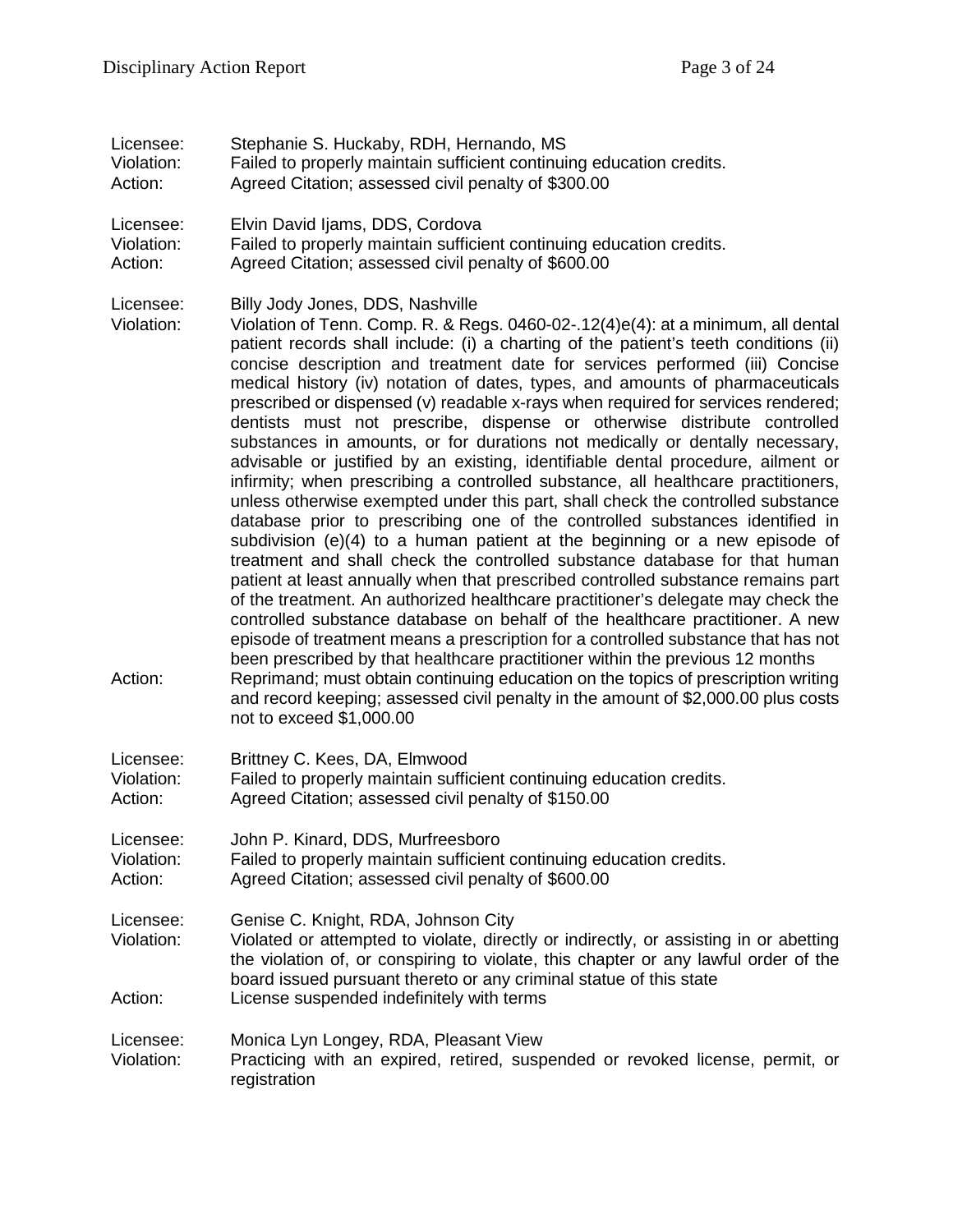Licensee: Stephanie S. Huckaby, RDH, Hernando, MS
Violation: Failed to properly maintain sufficient continuing education credits.
Action: Agreed Citation; assessed civil penalty of $300.00

Licensee: Elvin David Ijams, DDS, Cordova
Violation: Failed to properly maintain sufficient continuing education credits.
Action: Agreed Citation; assessed civil penalty of $600.00

Licensee: Billy Jody Jones, DDS, Nashville
Violation: Violation of Tenn. Comp. R. & Regs. 0460-02-.12(4)e(4): at a minimum, all dental patient records shall include: (i) a charting of the patient's teeth conditions (ii) concise description and treatment date for services performed (iii) Concise medical history (iv) notation of dates, types, and amounts of pharmaceuticals prescribed or dispensed (v) readable x-rays when required for services rendered; dentists must not prescribe, dispense or otherwise distribute controlled substances in amounts, or for durations not medically or dentally necessary, advisable or justified by an existing, identifiable dental procedure, ailment or infirmity; when prescribing a controlled substance, all healthcare practitioners, unless otherwise exempted under this part, shall check the controlled substance database prior to prescribing one of the controlled substances identified in subdivision (e)(4) to a human patient at the beginning or a new episode of treatment and shall check the controlled substance database for that human patient at least annually when that prescribed controlled substance remains part of the treatment. An authorized healthcare practitioner's delegate may check the controlled substance database on behalf of the healthcare practitioner. A new episode of treatment means a prescription for a controlled substance that has not been prescribed by that healthcare practitioner within the previous 12 months
Action: Reprimand; must obtain continuing education on the topics of prescription writing and record keeping; assessed civil penalty in the amount of $2,000.00 plus costs not to exceed $1,000.00

Licensee: Brittney C. Kees, DA, Elmwood
Violation: Failed to properly maintain sufficient continuing education credits.
Action: Agreed Citation; assessed civil penalty of $150.00

Licensee: John P. Kinard, DDS, Murfreesboro
Violation: Failed to properly maintain sufficient continuing education credits.
Action: Agreed Citation; assessed civil penalty of $600.00

Licensee: Genise C. Knight, RDA, Johnson City
Violation: Violated or attempted to violate, directly or indirectly, or assisting in or abetting the violation of, or conspiring to violate, this chapter or any lawful order of the board issued pursuant thereto or any criminal statue of this state
Action: License suspended indefinitely with terms

Licensee: Monica Lyn Longey, RDA, Pleasant View
Violation: Practicing with an expired, retired, suspended or revoked license, permit, or registration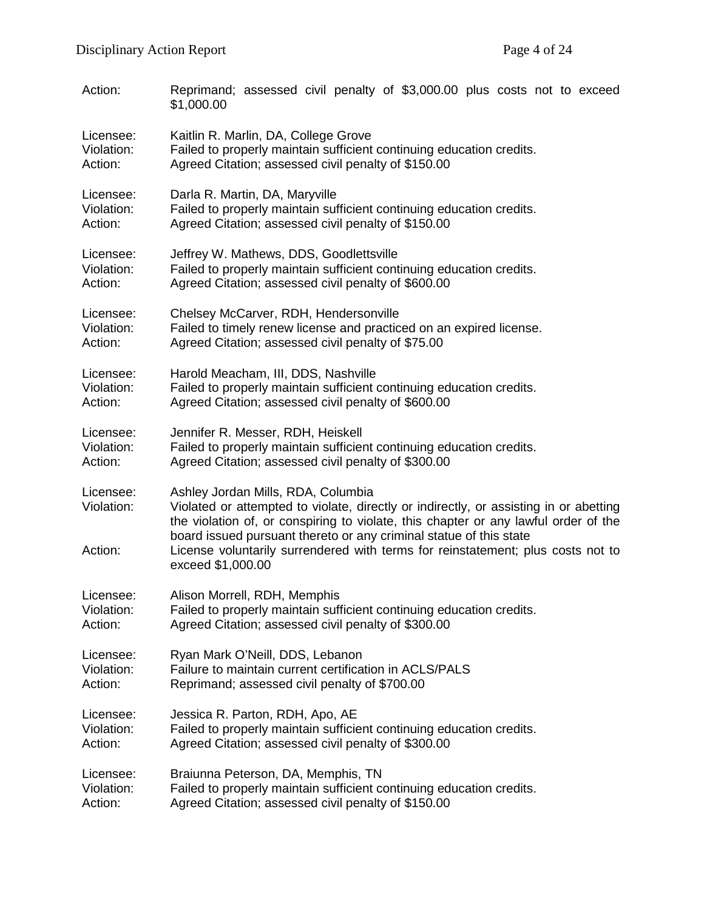Action: Reprimand; assessed civil penalty of $3,000.00 plus costs not to exceed $1,000.00

Licensee: Kaitlin R. Marlin, DA, College Grove
Violation: Failed to properly maintain sufficient continuing education credits.
Action: Agreed Citation; assessed civil penalty of $150.00

Licensee: Darla R. Martin, DA, Maryville
Violation: Failed to properly maintain sufficient continuing education credits.
Action: Agreed Citation; assessed civil penalty of $150.00

Licensee: Jeffrey W. Mathews, DDS, Goodlettsville
Violation: Failed to properly maintain sufficient continuing education credits.
Action: Agreed Citation; assessed civil penalty of $600.00

Licensee: Chelsey McCarver, RDH, Hendersonville
Violation: Failed to timely renew license and practiced on an expired license.
Action: Agreed Citation; assessed civil penalty of $75.00

Licensee: Harold Meacham, III, DDS, Nashville
Violation: Failed to properly maintain sufficient continuing education credits.
Action: Agreed Citation; assessed civil penalty of $600.00

Licensee: Jennifer R. Messer, RDH, Heiskell
Violation: Failed to properly maintain sufficient continuing education credits.
Action: Agreed Citation; assessed civil penalty of $300.00

Licensee: Ashley Jordan Mills, RDA, Columbia
Violation: Violated or attempted to violate, directly or indirectly, or assisting in or abetting the violation of, or conspiring to violate, this chapter or any lawful order of the board issued pursuant thereto or any criminal statue of this state
Action: License voluntarily surrendered with terms for reinstatement; plus costs not to exceed $1,000.00

Licensee: Alison Morrell, RDH, Memphis
Violation: Failed to properly maintain sufficient continuing education credits.
Action: Agreed Citation; assessed civil penalty of $300.00

Licensee: Ryan Mark O'Neill, DDS, Lebanon
Violation: Failure to maintain current certification in ACLS/PALS
Action: Reprimand; assessed civil penalty of $700.00

Licensee: Jessica R. Parton, RDH, Apo, AE
Violation: Failed to properly maintain sufficient continuing education credits.
Action: Agreed Citation; assessed civil penalty of $300.00

Licensee: Braiunna Peterson, DA, Memphis, TN
Violation: Failed to properly maintain sufficient continuing education credits.
Action: Agreed Citation; assessed civil penalty of $150.00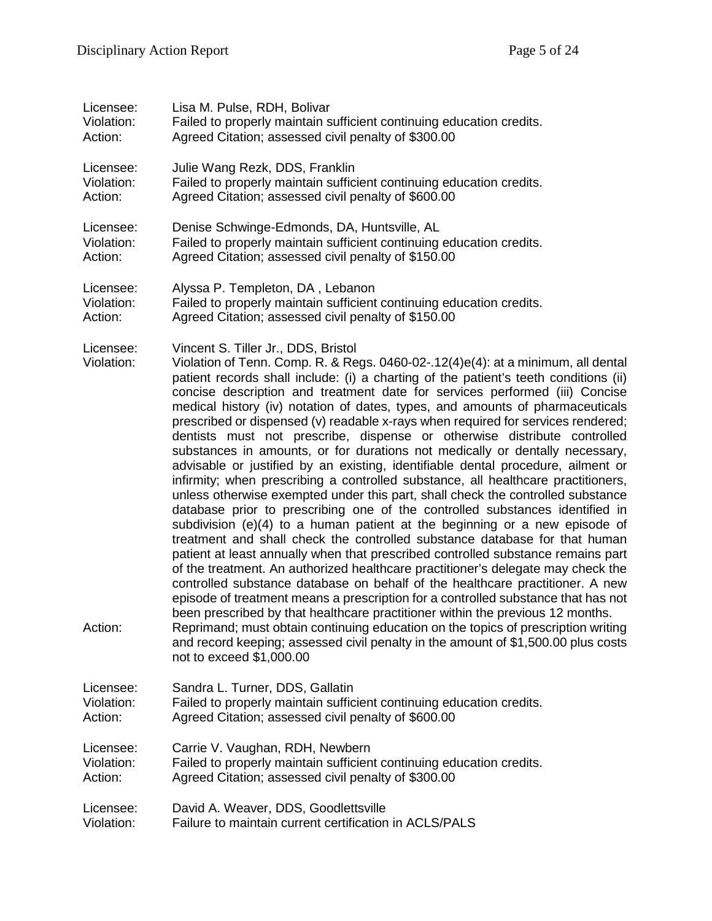Licensee: Lisa M. Pulse, RDH, Bolivar
Violation: Failed to properly maintain sufficient continuing education credits.
Action: Agreed Citation; assessed civil penalty of $300.00

Licensee: Julie Wang Rezk, DDS, Franklin
Violation: Failed to properly maintain sufficient continuing education credits.
Action: Agreed Citation; assessed civil penalty of $600.00

Licensee: Denise Schwinge-Edmonds, DA, Huntsville, AL
Violation: Failed to properly maintain sufficient continuing education credits.
Action: Agreed Citation; assessed civil penalty of $150.00

Licensee: Alyssa P. Templeton, DA , Lebanon
Violation: Failed to properly maintain sufficient continuing education credits.
Action: Agreed Citation; assessed civil penalty of $150.00

Licensee: Vincent S. Tiller Jr., DDS, Bristol
Violation: Violation of Tenn. Comp. R. & Regs. 0460-02-.12(4)e(4): at a minimum, all dental patient records shall include: (i) a charting of the patient's teeth conditions (ii) concise description and treatment date for services performed (iii) Concise medical history (iv) notation of dates, types, and amounts of pharmaceuticals prescribed or dispensed (v) readable x-rays when required for services rendered; dentists must not prescribe, dispense or otherwise distribute controlled substances in amounts, or for durations not medically or dentally necessary, advisable or justified by an existing, identifiable dental procedure, ailment or infirmity; when prescribing a controlled substance, all healthcare practitioners, unless otherwise exempted under this part, shall check the controlled substance database prior to prescribing one of the controlled substances identified in subdivision (e)(4) to a human patient at the beginning or a new episode of treatment and shall check the controlled substance database for that human patient at least annually when that prescribed controlled substance remains part of the treatment. An authorized healthcare practitioner's delegate may check the controlled substance database on behalf of the healthcare practitioner. A new episode of treatment means a prescription for a controlled substance that has not been prescribed by that healthcare practitioner within the previous 12 months.
Action: Reprimand; must obtain continuing education on the topics of prescription writing and record keeping; assessed civil penalty in the amount of $1,500.00 plus costs not to exceed $1,000.00

Licensee: Sandra L. Turner, DDS, Gallatin
Violation: Failed to properly maintain sufficient continuing education credits.
Action: Agreed Citation; assessed civil penalty of $600.00

Licensee: Carrie V. Vaughan, RDH, Newbern
Violation: Failed to properly maintain sufficient continuing education credits.
Action: Agreed Citation; assessed civil penalty of $300.00

Licensee: David A. Weaver, DDS, Goodlettsville
Violation: Failure to maintain current certification in ACLS/PALS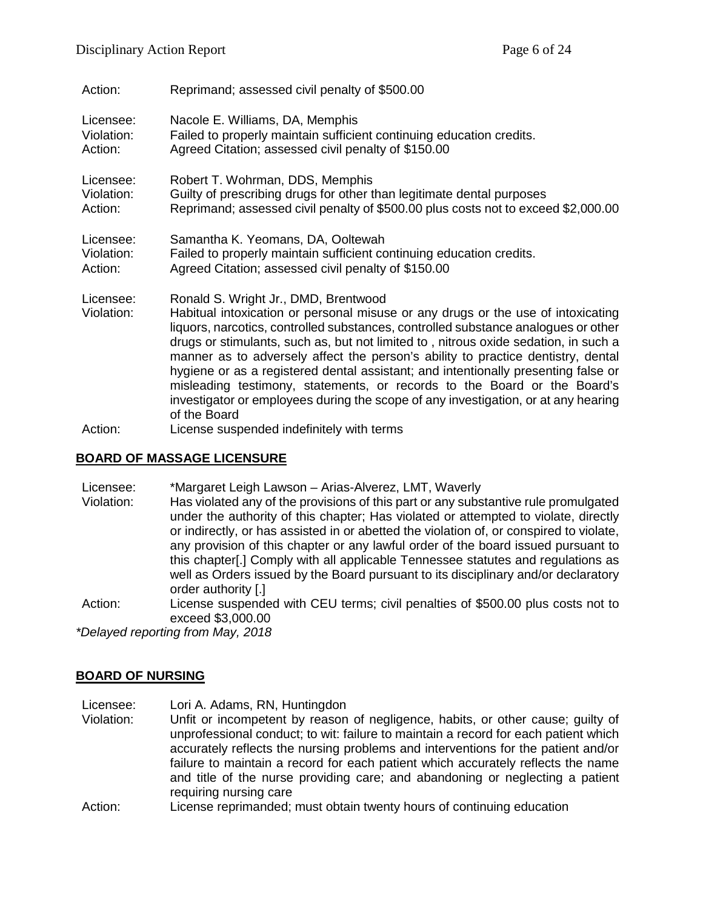Action: Reprimand; assessed civil penalty of $500.00

Licensee: Nacole E. Williams, DA, Memphis
Violation: Failed to properly maintain sufficient continuing education credits.
Action: Agreed Citation; assessed civil penalty of $150.00

Licensee: Robert T. Wohrman, DDS, Memphis
Violation: Guilty of prescribing drugs for other than legitimate dental purposes
Action: Reprimand; assessed civil penalty of $500.00 plus costs not to exceed $2,000.00

Licensee: Samantha K. Yeomans, DA, Ooltewah
Violation: Failed to properly maintain sufficient continuing education credits.
Action: Agreed Citation; assessed civil penalty of $150.00

Licensee: Ronald S. Wright Jr., DMD, Brentwood
Violation: Habitual intoxication or personal misuse or any drugs or the use of intoxicating liquors, narcotics, controlled substances, controlled substance analogues or other drugs or stimulants, such as, but not limited to , nitrous oxide sedation, in such a manner as to adversely affect the person's ability to practice dentistry, dental hygiene or as a registered dental assistant; and intentionally presenting false or misleading testimony, statements, or records to the Board or the Board's investigator or employees during the scope of any investigation, or at any hearing of the Board
Action: License suspended indefinitely with terms

## BOARD OF MASSAGE LICENSURE

Licensee: *Margaret Leigh Lawson – Arias-Alverez, LMT, Waverly
Violation: Has violated any of the provisions of this part or any substantive rule promulgated under the authority of this chapter; Has violated or attempted to violate, directly or indirectly, or has assisted in or abetted the violation of, or conspired to violate, any provision of this chapter or any lawful order of the board issued pursuant to this chapter[.] Comply with all applicable Tennessee statutes and regulations as well as Orders issued by the Board pursuant to its disciplinary and/or declaratory order authority [.]
Action: License suspended with CEU terms; civil penalties of $500.00 plus costs not to exceed $3,000.00

*Delayed reporting from May, 2018*

## BOARD OF NURSING

Licensee: Lori A. Adams, RN, Huntingdon
Violation: Unfit or incompetent by reason of negligence, habits, or other cause; guilty of unprofessional conduct; to wit: failure to maintain a record for each patient which accurately reflects the nursing problems and interventions for the patient and/or failure to maintain a record for each patient which accurately reflects the name and title of the nurse providing care; and abandoning or neglecting a patient requiring nursing care
Action: License reprimanded; must obtain twenty hours of continuing education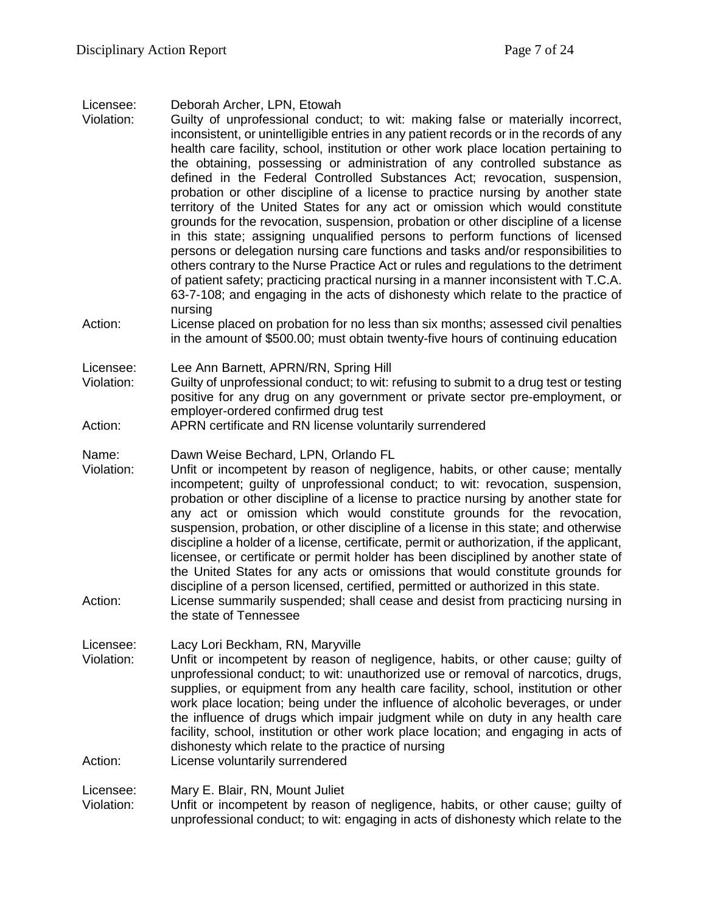Licensee: Deborah Archer, LPN, Etowah

Violation: Guilty of unprofessional conduct; to wit: making false or materially incorrect, inconsistent, or unintelligible entries in any patient records or in the records of any health care facility, school, institution or other work place location pertaining to the obtaining, possessing or administration of any controlled substance as defined in the Federal Controlled Substances Act; revocation, suspension, probation or other discipline of a license to practice nursing by another state territory of the United States for any act or omission which would constitute grounds for the revocation, suspension, probation or other discipline of a license in this state; assigning unqualified persons to perform functions of licensed persons or delegation nursing care functions and tasks and/or responsibilities to others contrary to the Nurse Practice Act or rules and regulations to the detriment of patient safety; practicing practical nursing in a manner inconsistent with T.C.A. 63-7-108; and engaging in the acts of dishonesty which relate to the practice of nursing

Action: License placed on probation for no less than six months; assessed civil penalties in the amount of $500.00; must obtain twenty-five hours of continuing education

Licensee: Lee Ann Barnett, APRN/RN, Spring Hill

Violation: Guilty of unprofessional conduct; to wit: refusing to submit to a drug test or testing positive for any drug on any government or private sector pre-employment, or employer-ordered confirmed drug test

Action: APRN certificate and RN license voluntarily surrendered

Name: Dawn Weise Bechard, LPN, Orlando FL

Violation: Unfit or incompetent by reason of negligence, habits, or other cause; mentally incompetent; guilty of unprofessional conduct; to wit: revocation, suspension, probation or other discipline of a license to practice nursing by another state for any act or omission which would constitute grounds for the revocation, suspension, probation, or other discipline of a license in this state; and otherwise discipline a holder of a license, certificate, permit or authorization, if the applicant, licensee, or certificate or permit holder has been disciplined by another state of the United States for any acts or omissions that would constitute grounds for discipline of a person licensed, certified, permitted or authorized in this state.

Action: License summarily suspended; shall cease and desist from practicing nursing in the state of Tennessee

Licensee: Lacy Lori Beckham, RN, Maryville

Violation: Unfit or incompetent by reason of negligence, habits, or other cause; guilty of unprofessional conduct; to wit: unauthorized use or removal of narcotics, drugs, supplies, or equipment from any health care facility, school, institution or other work place location; being under the influence of alcoholic beverages, or under the influence of drugs which impair judgment while on duty in any health care facility, school, institution or other work place location; and engaging in acts of dishonesty which relate to the practice of nursing

Action: License voluntarily surrendered

Licensee: Mary E. Blair, RN, Mount Juliet

Violation: Unfit or incompetent by reason of negligence, habits, or other cause; guilty of unprofessional conduct; to wit: engaging in acts of dishonesty which relate to the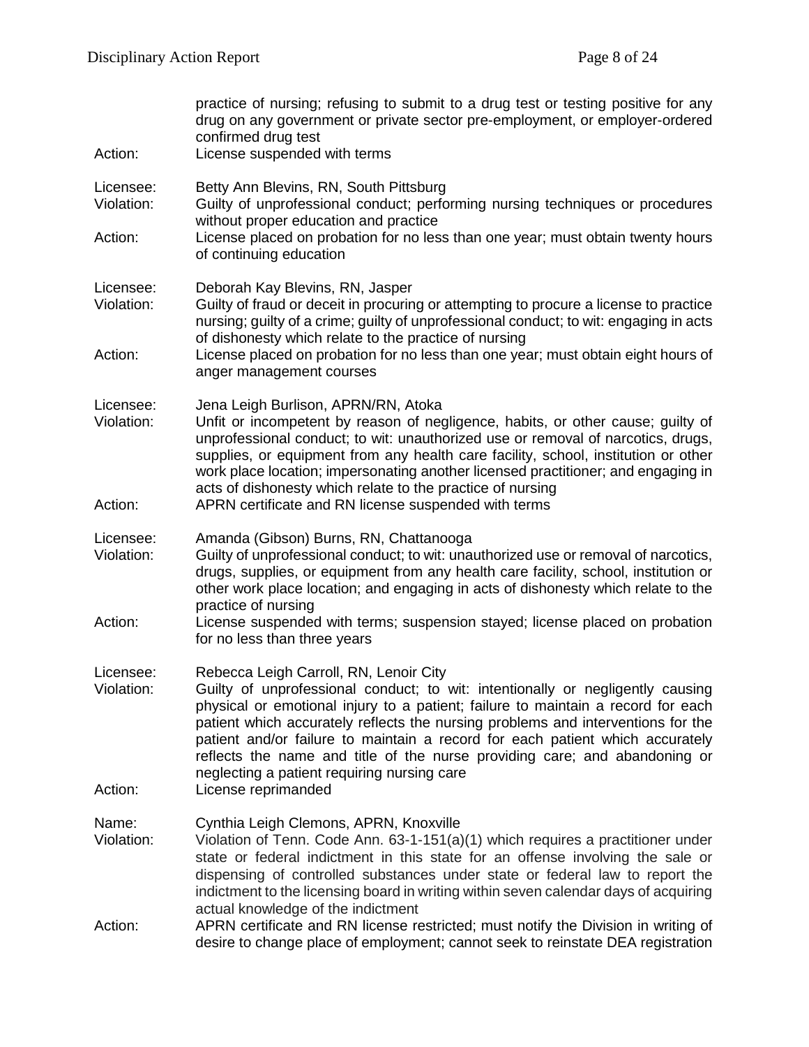practice of nursing; refusing to submit to a drug test or testing positive for any drug on any government or private sector pre-employment, or employer-ordered confirmed drug test

Action: License suspended with terms

Licensee: Betty Ann Blevins, RN, South Pittsburg
Violation: Guilty of unprofessional conduct; performing nursing techniques or procedures without proper education and practice
Action: License placed on probation for no less than one year; must obtain twenty hours of continuing education

Licensee: Deborah Kay Blevins, RN, Jasper
Violation: Guilty of fraud or deceit in procuring or attempting to procure a license to practice nursing; guilty of a crime; guilty of unprofessional conduct; to wit: engaging in acts of dishonesty which relate to the practice of nursing
Action: License placed on probation for no less than one year; must obtain eight hours of anger management courses

Licensee: Jena Leigh Burlison, APRN/RN, Atoka
Violation: Unfit or incompetent by reason of negligence, habits, or other cause; guilty of unprofessional conduct; to wit: unauthorized use or removal of narcotics, drugs, supplies, or equipment from any health care facility, school, institution or other work place location; impersonating another licensed practitioner; and engaging in acts of dishonesty which relate to the practice of nursing
Action: APRN certificate and RN license suspended with terms

Licensee: Amanda (Gibson) Burns, RN, Chattanooga
Violation: Guilty of unprofessional conduct; to wit: unauthorized use or removal of narcotics, drugs, supplies, or equipment from any health care facility, school, institution or other work place location; and engaging in acts of dishonesty which relate to the practice of nursing
Action: License suspended with terms; suspension stayed; license placed on probation for no less than three years

Licensee: Rebecca Leigh Carroll, RN, Lenoir City
Violation: Guilty of unprofessional conduct; to wit: intentionally or negligently causing physical or emotional injury to a patient; failure to maintain a record for each patient which accurately reflects the nursing problems and interventions for the patient and/or failure to maintain a record for each patient which accurately reflects the name and title of the nurse providing care; and abandoning or neglecting a patient requiring nursing care
Action: License reprimanded

Name: Cynthia Leigh Clemons, APRN, Knoxville
Violation: Violation of Tenn. Code Ann. 63-1-151(a)(1) which requires a practitioner under state or federal indictment in this state for an offense involving the sale or dispensing of controlled substances under state or federal law to report the indictment to the licensing board in writing within seven calendar days of acquiring actual knowledge of the indictment
Action: APRN certificate and RN license restricted; must notify the Division in writing of desire to change place of employment; cannot seek to reinstate DEA registration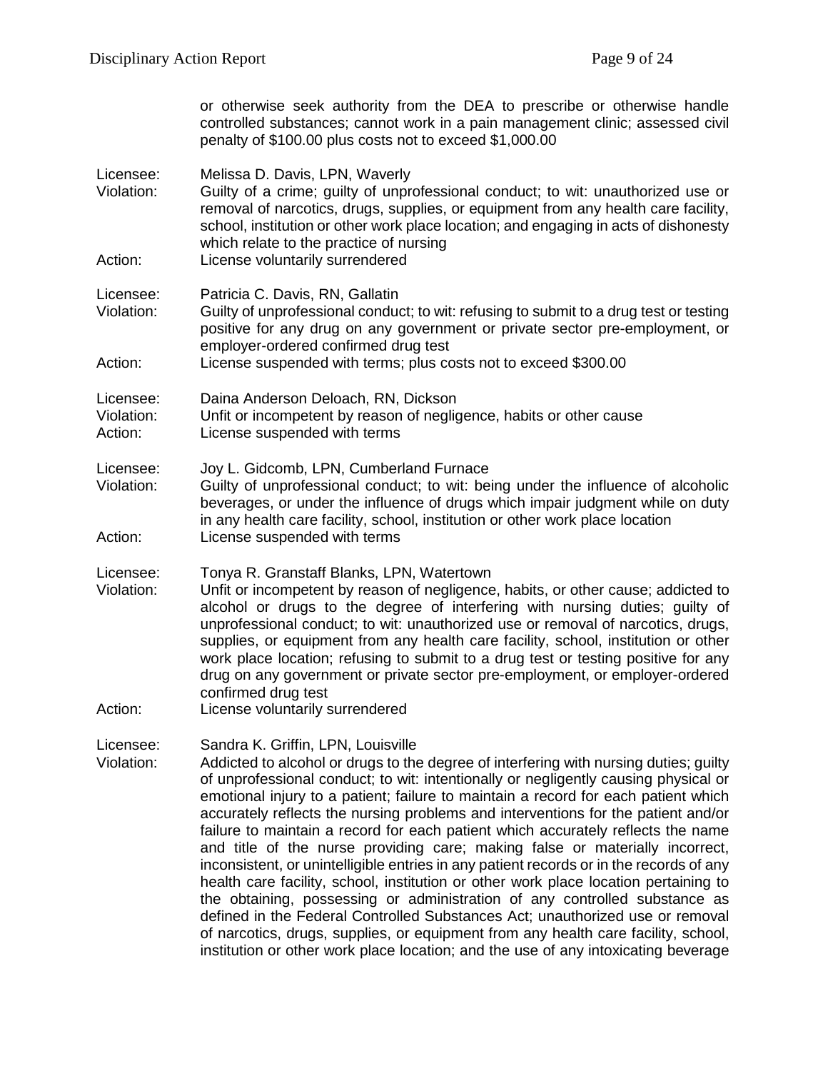or otherwise seek authority from the DEA to prescribe or otherwise handle controlled substances; cannot work in a pain management clinic; assessed civil penalty of $100.00 plus costs not to exceed $1,000.00

Licensee: Melissa D. Davis, LPN, Waverly
Violation: Guilty of a crime; guilty of unprofessional conduct; to wit: unauthorized use or removal of narcotics, drugs, supplies, or equipment from any health care facility, school, institution or other work place location; and engaging in acts of dishonesty which relate to the practice of nursing
Action: License voluntarily surrendered

Licensee: Patricia C. Davis, RN, Gallatin
Violation: Guilty of unprofessional conduct; to wit: refusing to submit to a drug test or testing positive for any drug on any government or private sector pre-employment, or employer-ordered confirmed drug test
Action: License suspended with terms; plus costs not to exceed $300.00

Licensee: Daina Anderson Deloach, RN, Dickson
Violation: Unfit or incompetent by reason of negligence, habits or other cause
Action: License suspended with terms

Licensee: Joy L. Gidcomb, LPN, Cumberland Furnace
Violation: Guilty of unprofessional conduct; to wit: being under the influence of alcoholic beverages, or under the influence of drugs which impair judgment while on duty in any health care facility, school, institution or other work place location
Action: License suspended with terms

Licensee: Tonya R. Granstaff Blanks, LPN, Watertown
Violation: Unfit or incompetent by reason of negligence, habits, or other cause; addicted to alcohol or drugs to the degree of interfering with nursing duties; guilty of unprofessional conduct; to wit: unauthorized use or removal of narcotics, drugs, supplies, or equipment from any health care facility, school, institution or other work place location; refusing to submit to a drug test or testing positive for any drug on any government or private sector pre-employment, or employer-ordered confirmed drug test
Action: License voluntarily surrendered

Licensee: Sandra K. Griffin, LPN, Louisville
Violation: Addicted to alcohol or drugs to the degree of interfering with nursing duties; guilty of unprofessional conduct; to wit: intentionally or negligently causing physical or emotional injury to a patient; failure to maintain a record for each patient which accurately reflects the nursing problems and interventions for the patient and/or failure to maintain a record for each patient which accurately reflects the name and title of the nurse providing care; making false or materially incorrect, inconsistent, or unintelligible entries in any patient records or in the records of any health care facility, school, institution or other work place location pertaining to the obtaining, possessing or administration of any controlled substance as defined in the Federal Controlled Substances Act; unauthorized use or removal of narcotics, drugs, supplies, or equipment from any health care facility, school, institution or other work place location; and the use of any intoxicating beverage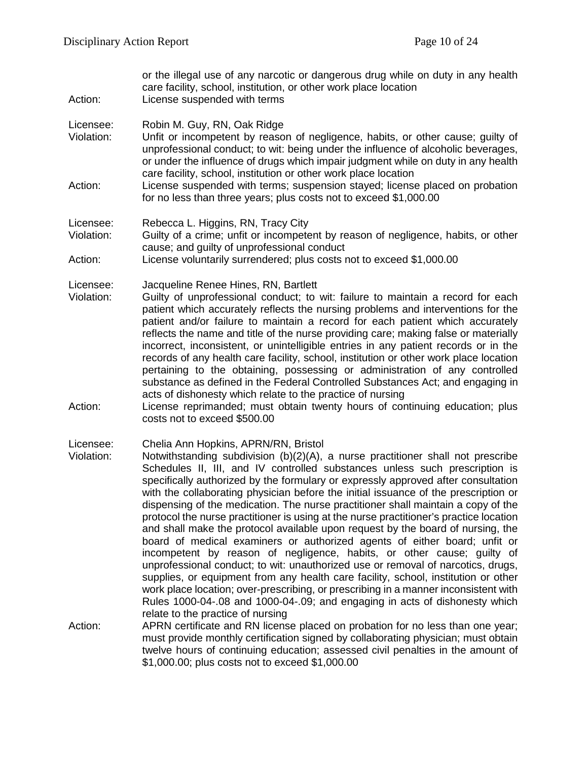or the illegal use of any narcotic or dangerous drug while on duty in any health care facility, school, institution, or other work place location

Action: License suspended with terms

Licensee: Robin M. Guy, RN, Oak Ridge
Violation: Unfit or incompetent by reason of negligence, habits, or other cause; guilty of unprofessional conduct; to wit: being under the influence of alcoholic beverages, or under the influence of drugs which impair judgment while on duty in any health care facility, school, institution or other work place location
Action: License suspended with terms; suspension stayed; license placed on probation for no less than three years; plus costs not to exceed $1,000.00

Licensee: Rebecca L. Higgins, RN, Tracy City
Violation: Guilty of a crime; unfit or incompetent by reason of negligence, habits, or other cause; and guilty of unprofessional conduct
Action: License voluntarily surrendered; plus costs not to exceed $1,000.00

Licensee: Jacqueline Renee Hines, RN, Bartlett
Violation: Guilty of unprofessional conduct; to wit: failure to maintain a record for each patient which accurately reflects the nursing problems and interventions for the patient and/or failure to maintain a record for each patient which accurately reflects the name and title of the nurse providing care; making false or materially incorrect, inconsistent, or unintelligible entries in any patient records or in the records of any health care facility, school, institution or other work place location pertaining to the obtaining, possessing or administration of any controlled substance as defined in the Federal Controlled Substances Act; and engaging in acts of dishonesty which relate to the practice of nursing
Action: License reprimanded; must obtain twenty hours of continuing education; plus costs not to exceed $500.00

Licensee: Chelia Ann Hopkins, APRN/RN, Bristol
Violation: Notwithstanding subdivision (b)(2)(A), a nurse practitioner shall not prescribe Schedules II, III, and IV controlled substances unless such prescription is specifically authorized by the formulary or expressly approved after consultation with the collaborating physician before the initial issuance of the prescription or dispensing of the medication. The nurse practitioner shall maintain a copy of the protocol the nurse practitioner is using at the nurse practitioner's practice location and shall make the protocol available upon request by the board of nursing, the board of medical examiners or authorized agents of either board; unfit or incompetent by reason of negligence, habits, or other cause; guilty of unprofessional conduct; to wit: unauthorized use or removal of narcotics, drugs, supplies, or equipment from any health care facility, school, institution or other work place location; over-prescribing, or prescribing in a manner inconsistent with Rules 1000-04-.08 and 1000-04-.09; and engaging in acts of dishonesty which relate to the practice of nursing
Action: APRN certificate and RN license placed on probation for no less than one year; must provide monthly certification signed by collaborating physician; must obtain twelve hours of continuing education; assessed civil penalties in the amount of $1,000.00; plus costs not to exceed $1,000.00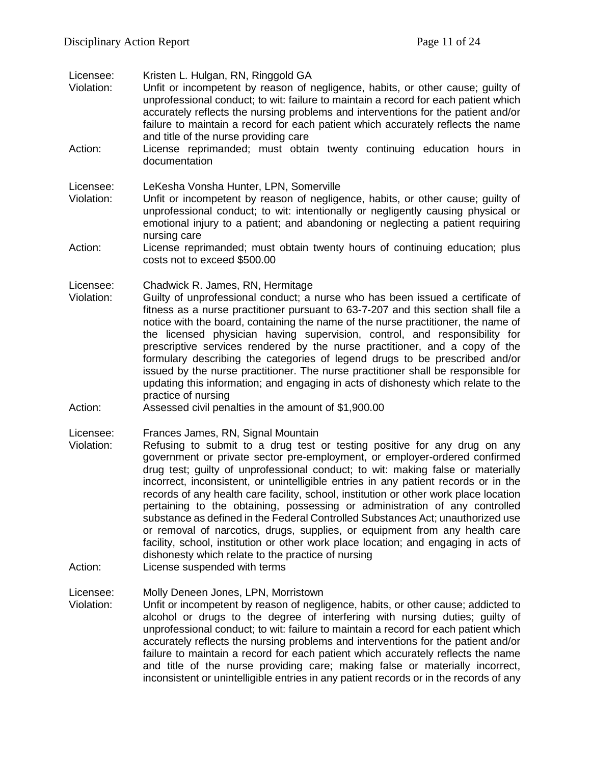Licensee: Kristen L. Hulgan, RN, Ringgold GA
Violation: Unfit or incompetent by reason of negligence, habits, or other cause; guilty of unprofessional conduct; to wit: failure to maintain a record for each patient which accurately reflects the nursing problems and interventions for the patient and/or failure to maintain a record for each patient which accurately reflects the name and title of the nurse providing care
Action: License reprimanded; must obtain twenty continuing education hours in documentation

Licensee: LeKesha Vonsha Hunter, LPN, Somerville
Violation: Unfit or incompetent by reason of negligence, habits, or other cause; guilty of unprofessional conduct; to wit: intentionally or negligently causing physical or emotional injury to a patient; and abandoning or neglecting a patient requiring nursing care
Action: License reprimanded; must obtain twenty hours of continuing education; plus costs not to exceed $500.00

Licensee: Chadwick R. James, RN, Hermitage
Violation: Guilty of unprofessional conduct; a nurse who has been issued a certificate of fitness as a nurse practitioner pursuant to 63-7-207 and this section shall file a notice with the board, containing the name of the nurse practitioner, the name of the licensed physician having supervision, control, and responsibility for prescriptive services rendered by the nurse practitioner, and a copy of the formulary describing the categories of legend drugs to be prescribed and/or issued by the nurse practitioner. The nurse practitioner shall be responsible for updating this information; and engaging in acts of dishonesty which relate to the practice of nursing
Action: Assessed civil penalties in the amount of $1,900.00

Licensee: Frances James, RN, Signal Mountain
Violation: Refusing to submit to a drug test or testing positive for any drug on any government or private sector pre-employment, or employer-ordered confirmed drug test; guilty of unprofessional conduct; to wit: making false or materially incorrect, inconsistent, or unintelligible entries in any patient records or in the records of any health care facility, school, institution or other work place location pertaining to the obtaining, possessing or administration of any controlled substance as defined in the Federal Controlled Substances Act; unauthorized use or removal of narcotics, drugs, supplies, or equipment from any health care facility, school, institution or other work place location; and engaging in acts of dishonesty which relate to the practice of nursing
Action: License suspended with terms

Licensee: Molly Deneen Jones, LPN, Morristown
Violation: Unfit or incompetent by reason of negligence, habits, or other cause; addicted to alcohol or drugs to the degree of interfering with nursing duties; guilty of unprofessional conduct; to wit: failure to maintain a record for each patient which accurately reflects the nursing problems and interventions for the patient and/or failure to maintain a record for each patient which accurately reflects the name and title of the nurse providing care; making false or materially incorrect, inconsistent or unintelligible entries in any patient records or in the records of any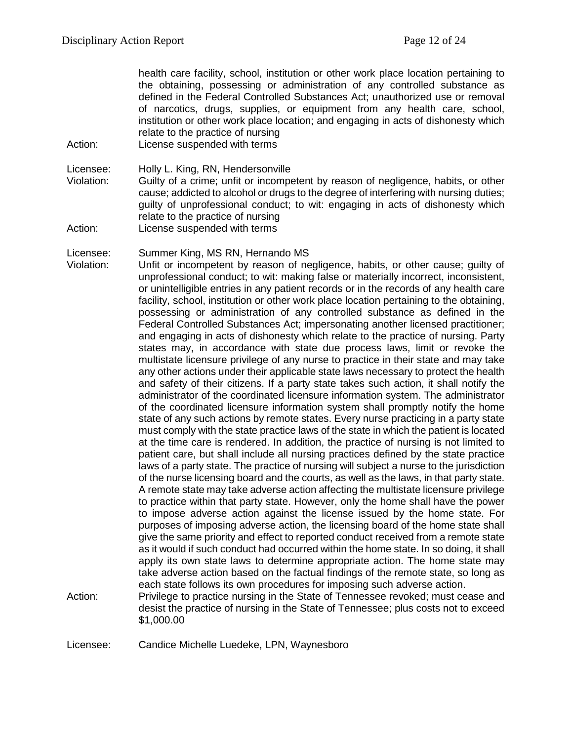health care facility, school, institution or other work place location pertaining to the obtaining, possessing or administration of any controlled substance as defined in the Federal Controlled Substances Act; unauthorized use or removal of narcotics, drugs, supplies, or equipment from any health care, school, institution or other work place location; and engaging in acts of dishonesty which relate to the practice of nursing

Action: License suspended with terms

Licensee: Holly L. King, RN, Hendersonville

Violation: Guilty of a crime; unfit or incompetent by reason of negligence, habits, or other cause; addicted to alcohol or drugs to the degree of interfering with nursing duties; guilty of unprofessional conduct; to wit: engaging in acts of dishonesty which relate to the practice of nursing

Action: License suspended with terms

Licensee: Summer King, MS RN, Hernando MS

Violation: Unfit or incompetent by reason of negligence, habits, or other cause; guilty of unprofessional conduct; to wit: making false or materially incorrect, inconsistent, or unintelligible entries in any patient records or in the records of any health care facility, school, institution or other work place location pertaining to the obtaining, possessing or administration of any controlled substance as defined in the Federal Controlled Substances Act; impersonating another licensed practitioner; and engaging in acts of dishonesty which relate to the practice of nursing. Party states may, in accordance with state due process laws, limit or revoke the multistate licensure privilege of any nurse to practice in their state and may take any other actions under their applicable state laws necessary to protect the health and safety of their citizens. If a party state takes such action, it shall notify the administrator of the coordinated licensure information system. The administrator of the coordinated licensure information system shall promptly notify the home state of any such actions by remote states. Every nurse practicing in a party state must comply with the state practice laws of the state in which the patient is located at the time care is rendered. In addition, the practice of nursing is not limited to patient care, but shall include all nursing practices defined by the state practice laws of a party state. The practice of nursing will subject a nurse to the jurisdiction of the nurse licensing board and the courts, as well as the laws, in that party state. A remote state may take adverse action affecting the multistate licensure privilege to practice within that party state. However, only the home shall have the power to impose adverse action against the license issued by the home state. For purposes of imposing adverse action, the licensing board of the home state shall give the same priority and effect to reported conduct received from a remote state as it would if such conduct had occurred within the home state. In so doing, it shall apply its own state laws to determine appropriate action. The home state may take adverse action based on the factual findings of the remote state, so long as each state follows its own procedures for imposing such adverse action.

Action: Privilege to practice nursing in the State of Tennessee revoked; must cease and desist the practice of nursing in the State of Tennessee; plus costs not to exceed $1,000.00

Licensee: Candice Michelle Luedeke, LPN, Waynesboro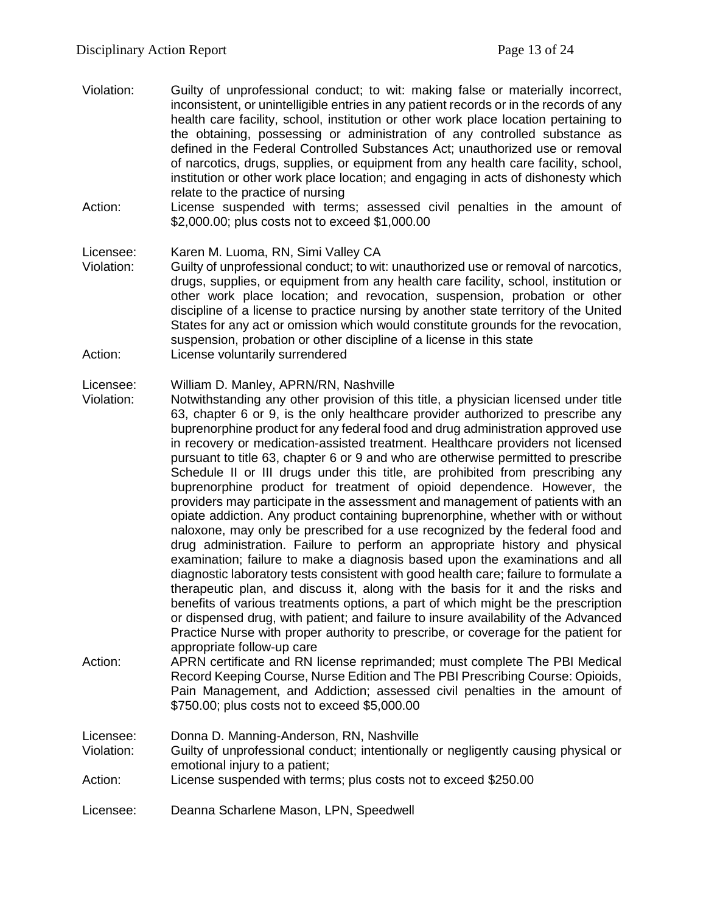Violation: Guilty of unprofessional conduct; to wit: making false or materially incorrect, inconsistent, or unintelligible entries in any patient records or in the records of any health care facility, school, institution or other work place location pertaining to the obtaining, possessing or administration of any controlled substance as defined in the Federal Controlled Substances Act; unauthorized use or removal of narcotics, drugs, supplies, or equipment from any health care facility, school, institution or other work place location; and engaging in acts of dishonesty which relate to the practice of nursing

Action: License suspended with terms; assessed civil penalties in the amount of $2,000.00; plus costs not to exceed $1,000.00

Licensee: Karen M. Luoma, RN, Simi Valley CA

Violation: Guilty of unprofessional conduct; to wit: unauthorized use or removal of narcotics, drugs, supplies, or equipment from any health care facility, school, institution or other work place location; and revocation, suspension, probation or other discipline of a license to practice nursing by another state territory of the United States for any act or omission which would constitute grounds for the revocation, suspension, probation or other discipline of a license in this state

Action: License voluntarily surrendered

Licensee: William D. Manley, APRN/RN, Nashville

Violation: Notwithstanding any other provision of this title, a physician licensed under title 63, chapter 6 or 9, is the only healthcare provider authorized to prescribe any buprenorphine product for any federal food and drug administration approved use in recovery or medication-assisted treatment. Healthcare providers not licensed pursuant to title 63, chapter 6 or 9 and who are otherwise permitted to prescribe Schedule II or III drugs under this title, are prohibited from prescribing any buprenorphine product for treatment of opioid dependence. However, the providers may participate in the assessment and management of patients with an opiate addiction. Any product containing buprenorphine, whether with or without naloxone, may only be prescribed for a use recognized by the federal food and drug administration. Failure to perform an appropriate history and physical examination; failure to make a diagnosis based upon the examinations and all diagnostic laboratory tests consistent with good health care; failure to formulate a therapeutic plan, and discuss it, along with the basis for it and the risks and benefits of various treatments options, a part of which might be the prescription or dispensed drug, with patient; and failure to insure availability of the Advanced Practice Nurse with proper authority to prescribe, or coverage for the patient for appropriate follow-up care

Action: APRN certificate and RN license reprimanded; must complete The PBI Medical Record Keeping Course, Nurse Edition and The PBI Prescribing Course: Opioids, Pain Management, and Addiction; assessed civil penalties in the amount of $750.00; plus costs not to exceed $5,000.00

Licensee: Donna D. Manning-Anderson, RN, Nashville

Violation: Guilty of unprofessional conduct; intentionally or negligently causing physical or emotional injury to a patient;

Action: License suspended with terms; plus costs not to exceed $250.00

Licensee: Deanna Scharlene Mason, LPN, Speedwell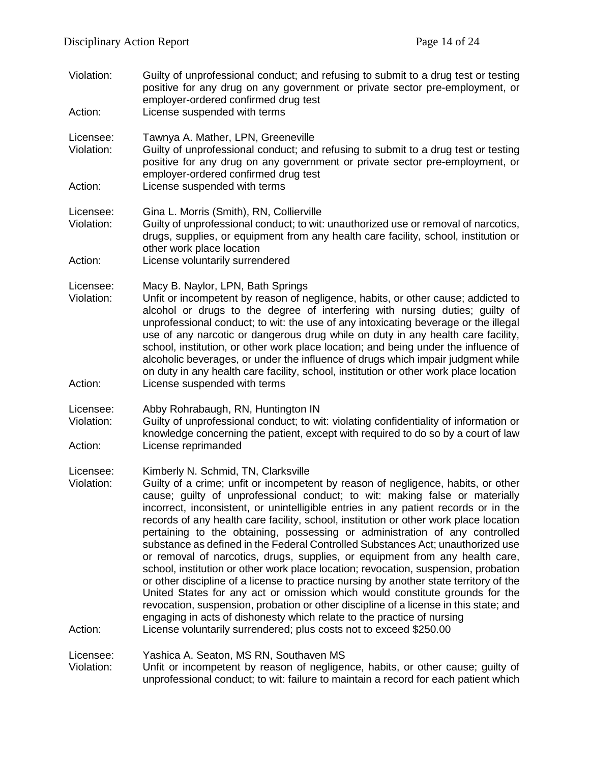Violation: Guilty of unprofessional conduct; and refusing to submit to a drug test or testing positive for any drug on any government or private sector pre-employment, or employer-ordered confirmed drug test
Action: License suspended with terms

Licensee: Tawnya A. Mather, LPN, Greeneville
Violation: Guilty of unprofessional conduct; and refusing to submit to a drug test or testing positive for any drug on any government or private sector pre-employment, or employer-ordered confirmed drug test
Action: License suspended with terms

Licensee: Gina L. Morris (Smith), RN, Collierville
Violation: Guilty of unprofessional conduct; to wit: unauthorized use or removal of narcotics, drugs, supplies, or equipment from any health care facility, school, institution or other work place location
Action: License voluntarily surrendered

Licensee: Macy B. Naylor, LPN, Bath Springs
Violation: Unfit or incompetent by reason of negligence, habits, or other cause; addicted to alcohol or drugs to the degree of interfering with nursing duties; guilty of unprofessional conduct; to wit: the use of any intoxicating beverage or the illegal use of any narcotic or dangerous drug while on duty in any health care facility, school, institution, or other work place location; and being under the influence of alcoholic beverages, or under the influence of drugs which impair judgment while on duty in any health care facility, school, institution or other work place location
Action: License suspended with terms

Licensee: Abby Rohrabaugh, RN, Huntington IN
Violation: Guilty of unprofessional conduct; to wit: violating confidentiality of information or knowledge concerning the patient, except with required to do so by a court of law
Action: License reprimanded

Licensee: Kimberly N. Schmid, TN, Clarksville
Violation: Guilty of a crime; unfit or incompetent by reason of negligence, habits, or other cause; guilty of unprofessional conduct; to wit: making false or materially incorrect, inconsistent, or unintelligible entries in any patient records or in the records of any health care facility, school, institution or other work place location pertaining to the obtaining, possessing or administration of any controlled substance as defined in the Federal Controlled Substances Act; unauthorized use or removal of narcotics, drugs, supplies, or equipment from any health care, school, institution or other work place location; revocation, suspension, probation or other discipline of a license to practice nursing by another state territory of the United States for any act or omission which would constitute grounds for the revocation, suspension, probation or other discipline of a license in this state; and engaging in acts of dishonesty which relate to the practice of nursing
Action: License voluntarily surrendered; plus costs not to exceed $250.00

Licensee: Yashica A. Seaton, MS RN, Southaven MS
Violation: Unfit or incompetent by reason of negligence, habits, or other cause; guilty of unprofessional conduct; to wit: failure to maintain a record for each patient which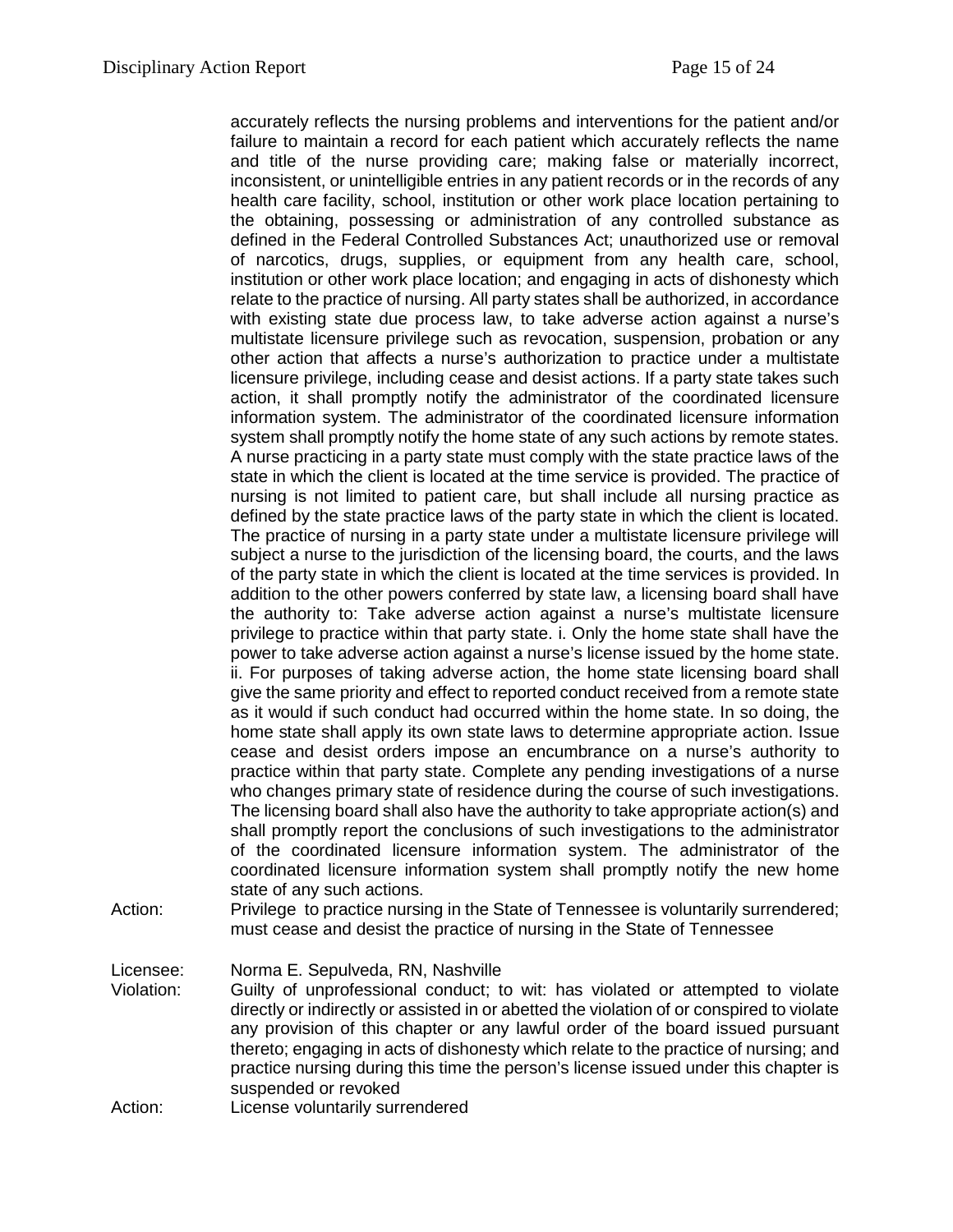accurately reflects the nursing problems and interventions for the patient and/or failure to maintain a record for each patient which accurately reflects the name and title of the nurse providing care; making false or materially incorrect, inconsistent, or unintelligible entries in any patient records or in the records of any health care facility, school, institution or other work place location pertaining to the obtaining, possessing or administration of any controlled substance as defined in the Federal Controlled Substances Act; unauthorized use or removal of narcotics, drugs, supplies, or equipment from any health care, school, institution or other work place location; and engaging in acts of dishonesty which relate to the practice of nursing. All party states shall be authorized, in accordance with existing state due process law, to take adverse action against a nurse's multistate licensure privilege such as revocation, suspension, probation or any other action that affects a nurse's authorization to practice under a multistate licensure privilege, including cease and desist actions. If a party state takes such action, it shall promptly notify the administrator of the coordinated licensure information system. The administrator of the coordinated licensure information system shall promptly notify the home state of any such actions by remote states. A nurse practicing in a party state must comply with the state practice laws of the state in which the client is located at the time service is provided. The practice of nursing is not limited to patient care, but shall include all nursing practice as defined by the state practice laws of the party state in which the client is located. The practice of nursing in a party state under a multistate licensure privilege will subject a nurse to the jurisdiction of the licensing board, the courts, and the laws of the party state in which the client is located at the time services is provided. In addition to the other powers conferred by state law, a licensing board shall have the authority to: Take adverse action against a nurse's multistate licensure privilege to practice within that party state. i. Only the home state shall have the power to take adverse action against a nurse's license issued by the home state. ii. For purposes of taking adverse action, the home state licensing board shall give the same priority and effect to reported conduct received from a remote state as it would if such conduct had occurred within the home state. In so doing, the home state shall apply its own state laws to determine appropriate action. Issue cease and desist orders impose an encumbrance on a nurse's authority to practice within that party state. Complete any pending investigations of a nurse who changes primary state of residence during the course of such investigations. The licensing board shall also have the authority to take appropriate action(s) and shall promptly report the conclusions of such investigations to the administrator of the coordinated licensure information system. The administrator of the coordinated licensure information system shall promptly notify the new home state of any such actions.

Action: Privilege to practice nursing in the State of Tennessee is voluntarily surrendered; must cease and desist the practice of nursing in the State of Tennessee

Licensee: Norma E. Sepulveda, RN, Nashville

Violation: Guilty of unprofessional conduct; to wit: has violated or attempted to violate directly or indirectly or assisted in or abetted the violation of or conspired to violate any provision of this chapter or any lawful order of the board issued pursuant thereto; engaging in acts of dishonesty which relate to the practice of nursing; and practice nursing during this time the person's license issued under this chapter is suspended or revoked

Action: License voluntarily surrendered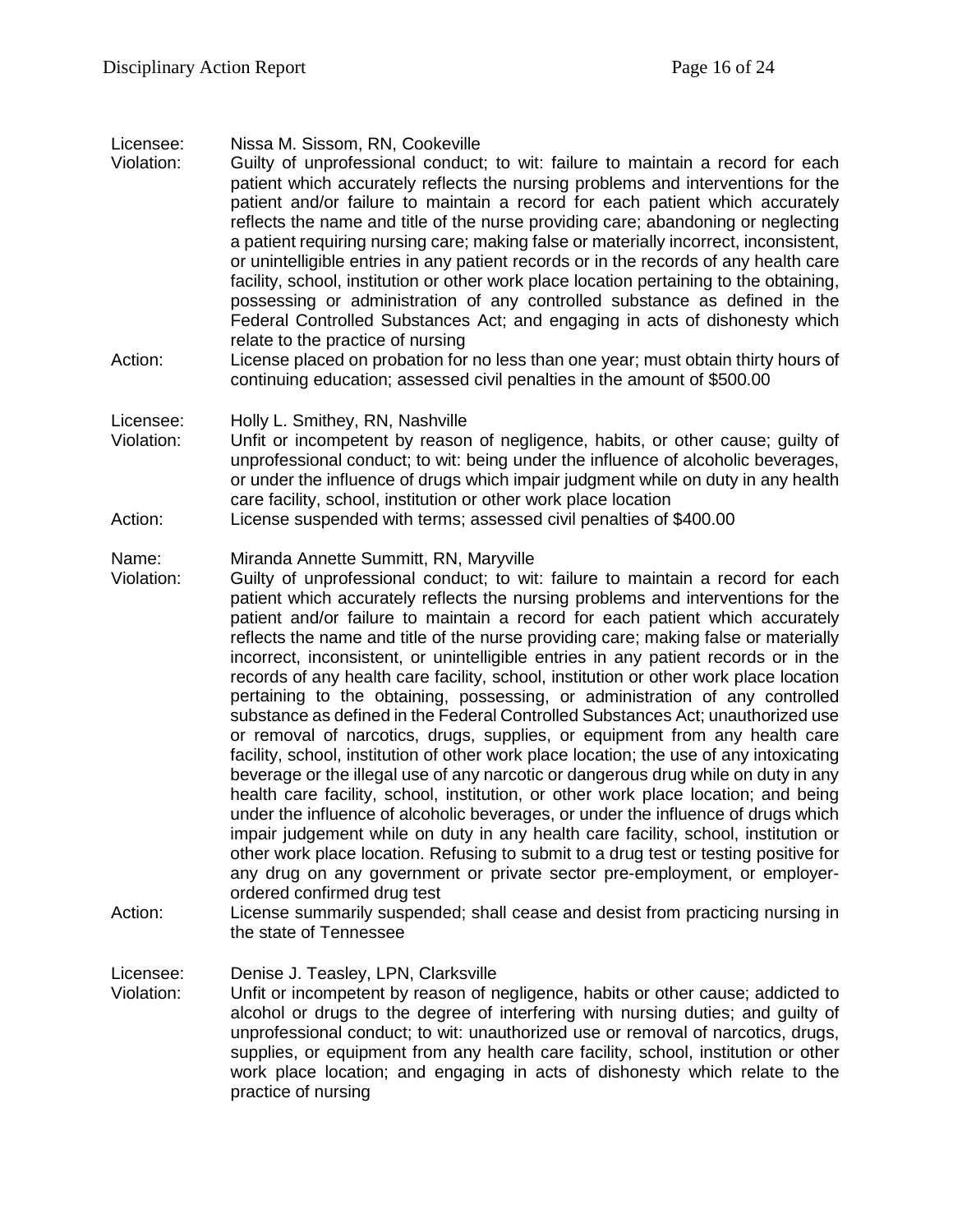Licensee: Nissa M. Sissom, RN, Cookeville

Violation: Guilty of unprofessional conduct; to wit: failure to maintain a record for each patient which accurately reflects the nursing problems and interventions for the patient and/or failure to maintain a record for each patient which accurately reflects the name and title of the nurse providing care; abandoning or neglecting a patient requiring nursing care; making false or materially incorrect, inconsistent, or unintelligible entries in any patient records or in the records of any health care facility, school, institution or other work place location pertaining to the obtaining, possessing or administration of any controlled substance as defined in the Federal Controlled Substances Act; and engaging in acts of dishonesty which relate to the practice of nursing

Action: License placed on probation for no less than one year; must obtain thirty hours of continuing education; assessed civil penalties in the amount of $500.00

Licensee: Holly L. Smithey, RN, Nashville

Violation: Unfit or incompetent by reason of negligence, habits, or other cause; guilty of unprofessional conduct; to wit: being under the influence of alcoholic beverages, or under the influence of drugs which impair judgment while on duty in any health care facility, school, institution or other work place location

Action: License suspended with terms; assessed civil penalties of $400.00

Name: Miranda Annette Summitt, RN, Maryville

Violation: Guilty of unprofessional conduct; to wit: failure to maintain a record for each patient which accurately reflects the nursing problems and interventions for the patient and/or failure to maintain a record for each patient which accurately reflects the name and title of the nurse providing care; making false or materially incorrect, inconsistent, or unintelligible entries in any patient records or in the records of any health care facility, school, institution or other work place location pertaining to the obtaining, possessing, or administration of any controlled substance as defined in the Federal Controlled Substances Act; unauthorized use or removal of narcotics, drugs, supplies, or equipment from any health care facility, school, institution of other work place location; the use of any intoxicating beverage or the illegal use of any narcotic or dangerous drug while on duty in any health care facility, school, institution, or other work place location; and being under the influence of alcoholic beverages, or under the influence of drugs which impair judgement while on duty in any health care facility, school, institution or other work place location. Refusing to submit to a drug test or testing positive for any drug on any government or private sector pre-employment, or employer-ordered confirmed drug test

Action: License summarily suspended; shall cease and desist from practicing nursing in the state of Tennessee

Licensee: Denise J. Teasley, LPN, Clarksville

Violation: Unfit or incompetent by reason of negligence, habits or other cause; addicted to alcohol or drugs to the degree of interfering with nursing duties; and guilty of unprofessional conduct; to wit: unauthorized use or removal of narcotics, drugs, supplies, or equipment from any health care facility, school, institution or other work place location; and engaging in acts of dishonesty which relate to the practice of nursing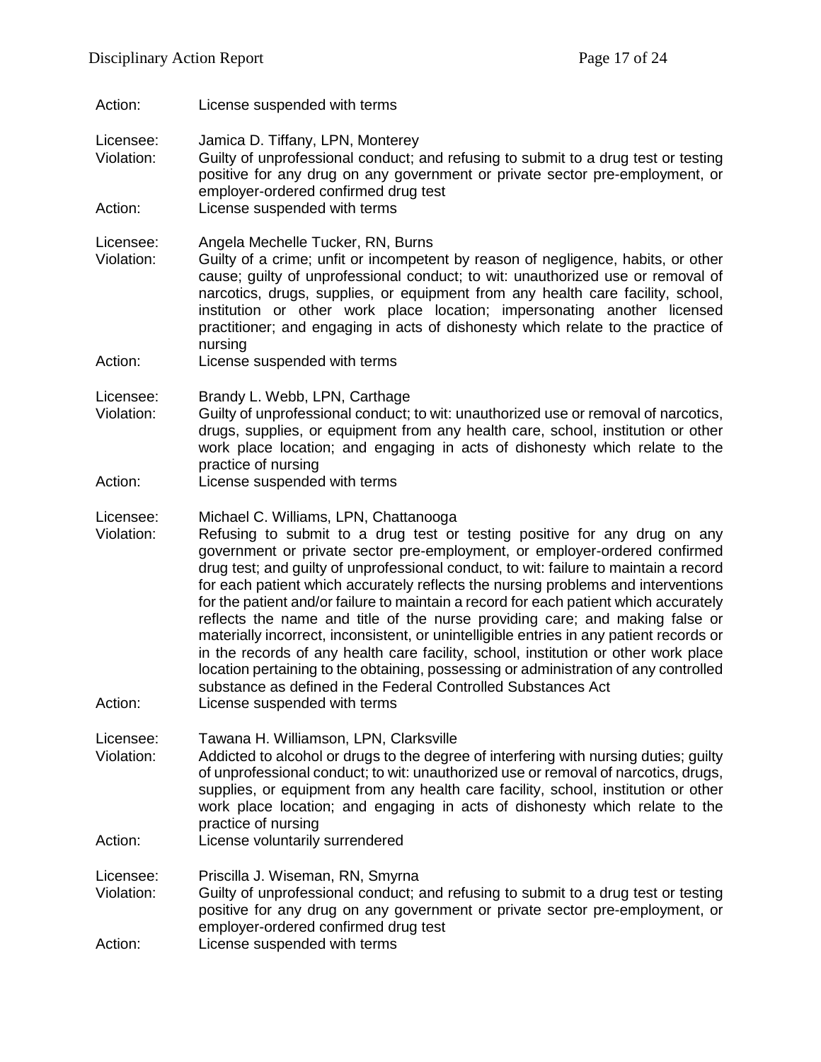Action: License suspended with terms

Licensee: Jamica D. Tiffany, LPN, Monterey
Violation: Guilty of unprofessional conduct; and refusing to submit to a drug test or testing positive for any drug on any government or private sector pre-employment, or employer-ordered confirmed drug test
Action: License suspended with terms

Licensee: Angela Mechelle Tucker, RN, Burns
Violation: Guilty of a crime; unfit or incompetent by reason of negligence, habits, or other cause; guilty of unprofessional conduct; to wit: unauthorized use or removal of narcotics, drugs, supplies, or equipment from any health care facility, school, institution or other work place location; impersonating another licensed practitioner; and engaging in acts of dishonesty which relate to the practice of nursing
Action: License suspended with terms

Licensee: Brandy L. Webb, LPN, Carthage
Violation: Guilty of unprofessional conduct; to wit: unauthorized use or removal of narcotics, drugs, supplies, or equipment from any health care, school, institution or other work place location; and engaging in acts of dishonesty which relate to the practice of nursing
Action: License suspended with terms

Licensee: Michael C. Williams, LPN, Chattanooga
Violation: Refusing to submit to a drug test or testing positive for any drug on any government or private sector pre-employment, or employer-ordered confirmed drug test; and guilty of unprofessional conduct, to wit: failure to maintain a record for each patient which accurately reflects the nursing problems and interventions for the patient and/or failure to maintain a record for each patient which accurately reflects the name and title of the nurse providing care; and making false or materially incorrect, inconsistent, or unintelligible entries in any patient records or in the records of any health care facility, school, institution or other work place location pertaining to the obtaining, possessing or administration of any controlled substance as defined in the Federal Controlled Substances Act
Action: License suspended with terms

Licensee: Tawana H. Williamson, LPN, Clarksville
Violation: Addicted to alcohol or drugs to the degree of interfering with nursing duties; guilty of unprofessional conduct; to wit: unauthorized use or removal of narcotics, drugs, supplies, or equipment from any health care facility, school, institution or other work place location; and engaging in acts of dishonesty which relate to the practice of nursing
Action: License voluntarily surrendered

Licensee: Priscilla J. Wiseman, RN, Smyrna
Violation: Guilty of unprofessional conduct; and refusing to submit to a drug test or testing positive for any drug on any government or private sector pre-employment, or employer-ordered confirmed drug test
Action: License suspended with terms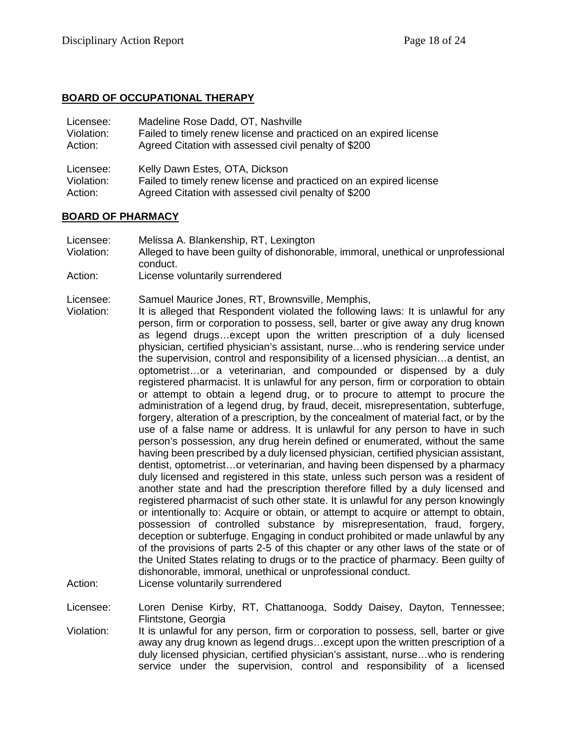## BOARD OF OCCUPATIONAL THERAPY

Licensee: Madeline Rose Dadd, OT, Nashville
Violation: Failed to timely renew license and practiced on an expired license
Action: Agreed Citation with assessed civil penalty of $200

Licensee: Kelly Dawn Estes, OTA, Dickson
Violation: Failed to timely renew license and practiced on an expired license
Action: Agreed Citation with assessed civil penalty of $200

## BOARD OF PHARMACY

Licensee: Melissa A. Blankenship, RT, Lexington
Violation: Alleged to have been guilty of dishonorable, immoral, unethical or unprofessional conduct.
Action: License voluntarily surrendered

Licensee: Samuel Maurice Jones, RT, Brownsville, Memphis,
Violation: It is alleged that Respondent violated the following laws: It is unlawful for any person, firm or corporation to possess, sell, barter or give away any drug known as legend drugs…except upon the written prescription of a duly licensed physician, certified physician's assistant, nurse…who is rendering service under the supervision, control and responsibility of a licensed physician…a dentist, an optometrist…or a veterinarian, and compounded or dispensed by a duly registered pharmacist. It is unlawful for any person, firm or corporation to obtain or attempt to obtain a legend drug, or to procure to attempt to procure the administration of a legend drug, by fraud, deceit, misrepresentation, subterfuge, forgery, alteration of a prescription, by the concealment of material fact, or by the use of a false name or address. It is unlawful for any person to have in such person's possession, any drug herein defined or enumerated, without the same having been prescribed by a duly licensed physician, certified physician assistant, dentist, optometrist…or veterinarian, and having been dispensed by a pharmacy duly licensed and registered in this state, unless such person was a resident of another state and had the prescription therefore filled by a duly licensed and registered pharmacist of such other state. It is unlawful for any person knowingly or intentionally to: Acquire or obtain, or attempt to acquire or attempt to obtain, possession of controlled substance by misrepresentation, fraud, forgery, deception or subterfuge. Engaging in conduct prohibited or made unlawful by any of the provisions of parts 2-5 of this chapter or any other laws of the state or of the United States relating to drugs or to the practice of pharmacy. Been guilty of dishonorable, immoral, unethical or unprofessional conduct.
Action: License voluntarily surrendered

Licensee: Loren Denise Kirby, RT, Chattanooga, Soddy Daisey, Dayton, Tennessee; Flintstone, Georgia
Violation: It is unlawful for any person, firm or corporation to possess, sell, barter or give away any drug known as legend drugs…except upon the written prescription of a duly licensed physician, certified physician's assistant, nurse…who is rendering service under the supervision, control and responsibility of a licensed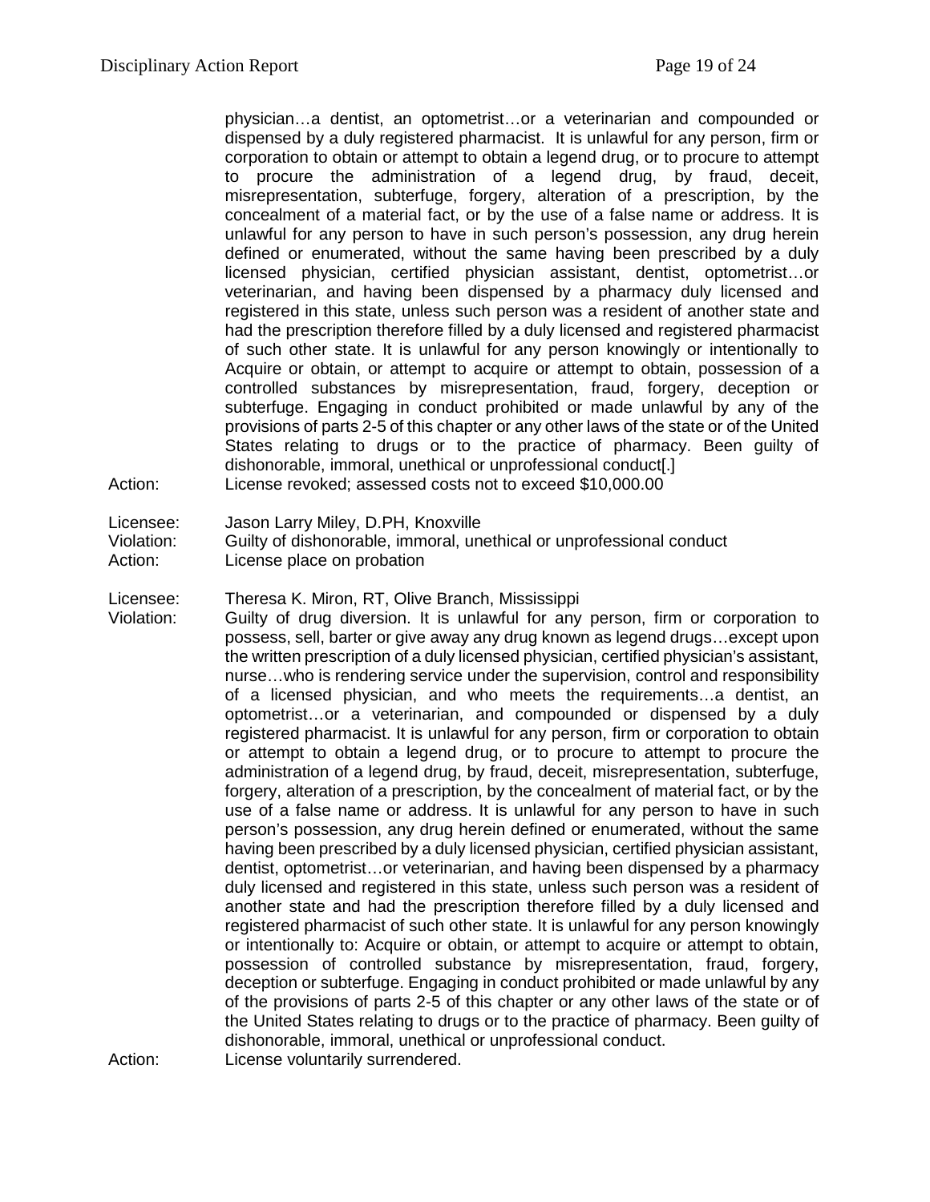physician…a dentist, an optometrist…or a veterinarian and compounded or dispensed by a duly registered pharmacist. It is unlawful for any person, firm or corporation to obtain or attempt to obtain a legend drug, or to procure to attempt to procure the administration of a legend drug, by fraud, deceit, misrepresentation, subterfuge, forgery, alteration of a prescription, by the concealment of a material fact, or by the use of a false name or address. It is unlawful for any person to have in such person's possession, any drug herein defined or enumerated, without the same having been prescribed by a duly licensed physician, certified physician assistant, dentist, optometrist…or veterinarian, and having been dispensed by a pharmacy duly licensed and registered in this state, unless such person was a resident of another state and had the prescription therefore filled by a duly licensed and registered pharmacist of such other state. It is unlawful for any person knowingly or intentionally to Acquire or obtain, or attempt to acquire or attempt to obtain, possession of a controlled substances by misrepresentation, fraud, forgery, deception or subterfuge. Engaging in conduct prohibited or made unlawful by any of the provisions of parts 2-5 of this chapter or any other laws of the state or of the United States relating to drugs or to the practice of pharmacy. Been guilty of dishonorable, immoral, unethical or unprofessional conduct[.]

Action: License revoked; assessed costs not to exceed $10,000.00

Licensee: Jason Larry Miley, D.PH, Knoxville
Violation: Guilty of dishonorable, immoral, unethical or unprofessional conduct
Action: License place on probation

Licensee: Theresa K. Miron, RT, Olive Branch, Mississippi
Violation: Guilty of drug diversion. It is unlawful for any person, firm or corporation to possess, sell, barter or give away any drug known as legend drugs…except upon the written prescription of a duly licensed physician, certified physician's assistant, nurse…who is rendering service under the supervision, control and responsibility of a licensed physician, and who meets the requirements…a dentist, an optometrist…or a veterinarian, and compounded or dispensed by a duly registered pharmacist. It is unlawful for any person, firm or corporation to obtain or attempt to obtain a legend drug, or to procure to attempt to procure the administration of a legend drug, by fraud, deceit, misrepresentation, subterfuge, forgery, alteration of a prescription, by the concealment of material fact, or by the use of a false name or address. It is unlawful for any person to have in such person's possession, any drug herein defined or enumerated, without the same having been prescribed by a duly licensed physician, certified physician assistant, dentist, optometrist…or veterinarian, and having been dispensed by a pharmacy duly licensed and registered in this state, unless such person was a resident of another state and had the prescription therefore filled by a duly licensed and registered pharmacist of such other state. It is unlawful for any person knowingly or intentionally to: Acquire or obtain, or attempt to acquire or attempt to obtain, possession of controlled substance by misrepresentation, fraud, forgery, deception or subterfuge. Engaging in conduct prohibited or made unlawful by any of the provisions of parts 2-5 of this chapter or any other laws of the state or of the United States relating to drugs or to the practice of pharmacy. Been guilty of dishonorable, immoral, unethical or unprofessional conduct.
Action: License voluntarily surrendered.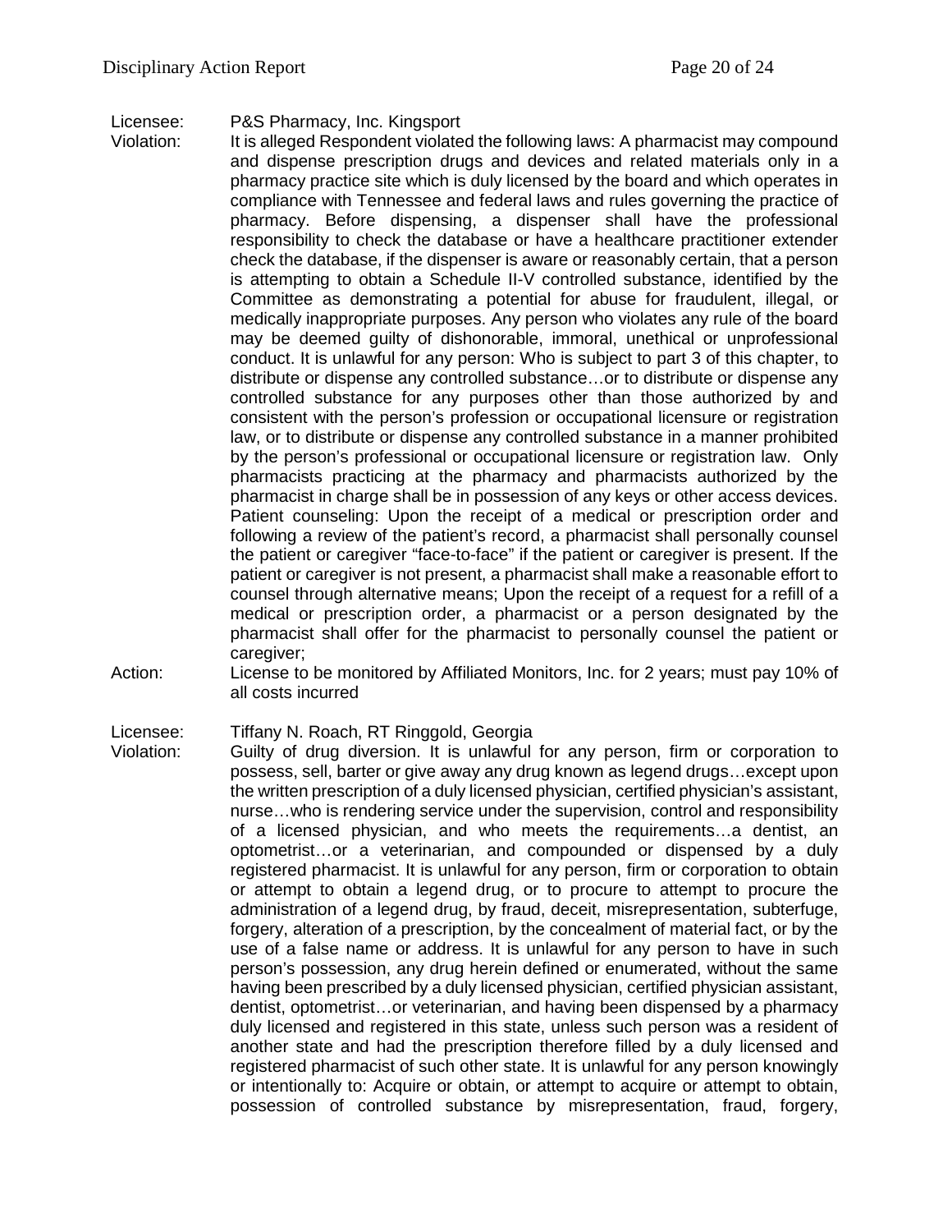Licensee: P&S Pharmacy, Inc. Kingsport

Violation: It is alleged Respondent violated the following laws: A pharmacist may compound and dispense prescription drugs and devices and related materials only in a pharmacy practice site which is duly licensed by the board and which operates in compliance with Tennessee and federal laws and rules governing the practice of pharmacy. Before dispensing, a dispenser shall have the professional responsibility to check the database or have a healthcare practitioner extender check the database, if the dispenser is aware or reasonably certain, that a person is attempting to obtain a Schedule II-V controlled substance, identified by the Committee as demonstrating a potential for abuse for fraudulent, illegal, or medically inappropriate purposes. Any person who violates any rule of the board may be deemed guilty of dishonorable, immoral, unethical or unprofessional conduct. It is unlawful for any person: Who is subject to part 3 of this chapter, to distribute or dispense any controlled substance…or to distribute or dispense any controlled substance for any purposes other than those authorized by and consistent with the person's profession or occupational licensure or registration law, or to distribute or dispense any controlled substance in a manner prohibited by the person's professional or occupational licensure or registration law. Only pharmacists practicing at the pharmacy and pharmacists authorized by the pharmacist in charge shall be in possession of any keys or other access devices. Patient counseling: Upon the receipt of a medical or prescription order and following a review of the patient's record, a pharmacist shall personally counsel the patient or caregiver "face-to-face" if the patient or caregiver is present. If the patient or caregiver is not present, a pharmacist shall make a reasonable effort to counsel through alternative means; Upon the receipt of a request for a refill of a medical or prescription order, a pharmacist or a person designated by the pharmacist shall offer for the pharmacist to personally counsel the patient or caregiver;

Action: License to be monitored by Affiliated Monitors, Inc. for 2 years; must pay 10% of all costs incurred

Licensee: Tiffany N. Roach, RT Ringgold, Georgia

Violation: Guilty of drug diversion. It is unlawful for any person, firm or corporation to possess, sell, barter or give away any drug known as legend drugs…except upon the written prescription of a duly licensed physician, certified physician's assistant, nurse…who is rendering service under the supervision, control and responsibility of a licensed physician, and who meets the requirements…a dentist, an optometrist…or a veterinarian, and compounded or dispensed by a duly registered pharmacist. It is unlawful for any person, firm or corporation to obtain or attempt to obtain a legend drug, or to procure to attempt to procure the administration of a legend drug, by fraud, deceit, misrepresentation, subterfuge, forgery, alteration of a prescription, by the concealment of material fact, or by the use of a false name or address. It is unlawful for any person to have in such person's possession, any drug herein defined or enumerated, without the same having been prescribed by a duly licensed physician, certified physician assistant, dentist, optometrist…or veterinarian, and having been dispensed by a pharmacy duly licensed and registered in this state, unless such person was a resident of another state and had the prescription therefore filled by a duly licensed and registered pharmacist of such other state. It is unlawful for any person knowingly or intentionally to: Acquire or obtain, or attempt to acquire or attempt to obtain, possession of controlled substance by misrepresentation, fraud, forgery,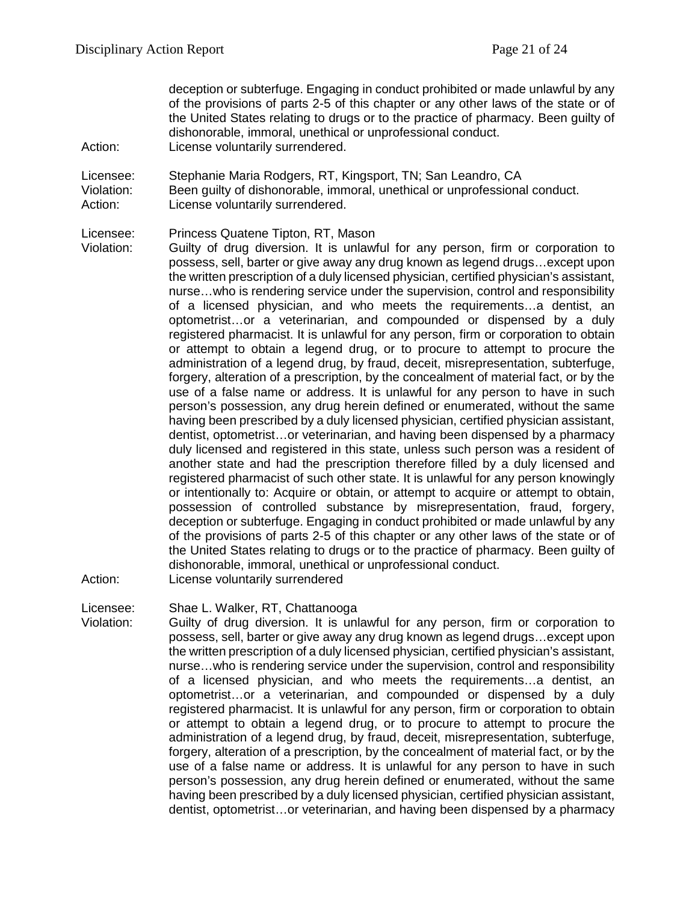deception or subterfuge. Engaging in conduct prohibited or made unlawful by any of the provisions of parts 2-5 of this chapter or any other laws of the state or of the United States relating to drugs or to the practice of pharmacy. Been guilty of dishonorable, immoral, unethical or unprofessional conduct.

Action: License voluntarily surrendered.

Licensee: Stephanie Maria Rodgers, RT, Kingsport, TN; San Leandro, CA
Violation: Been guilty of dishonorable, immoral, unethical or unprofessional conduct.
Action: License voluntarily surrendered.

Licensee: Princess Quatene Tipton, RT, Mason
Violation: Guilty of drug diversion. It is unlawful for any person, firm or corporation to possess, sell, barter or give away any drug known as legend drugs…except upon the written prescription of a duly licensed physician, certified physician's assistant, nurse…who is rendering service under the supervision, control and responsibility of a licensed physician, and who meets the requirements…a dentist, an optometrist…or a veterinarian, and compounded or dispensed by a duly registered pharmacist. It is unlawful for any person, firm or corporation to obtain or attempt to obtain a legend drug, or to procure to attempt to procure the administration of a legend drug, by fraud, deceit, misrepresentation, subterfuge, forgery, alteration of a prescription, by the concealment of material fact, or by the use of a false name or address. It is unlawful for any person to have in such person's possession, any drug herein defined or enumerated, without the same having been prescribed by a duly licensed physician, certified physician assistant, dentist, optometrist…or veterinarian, and having been dispensed by a pharmacy duly licensed and registered in this state, unless such person was a resident of another state and had the prescription therefore filled by a duly licensed and registered pharmacist of such other state. It is unlawful for any person knowingly or intentionally to: Acquire or obtain, or attempt to acquire or attempt to obtain, possession of controlled substance by misrepresentation, fraud, forgery, deception or subterfuge. Engaging in conduct prohibited or made unlawful by any of the provisions of parts 2-5 of this chapter or any other laws of the state or of the United States relating to drugs or to the practice of pharmacy. Been guilty of dishonorable, immoral, unethical or unprofessional conduct.
Action: License voluntarily surrendered

Licensee: Shae L. Walker, RT, Chattanooga
Violation: Guilty of drug diversion. It is unlawful for any person, firm or corporation to possess, sell, barter or give away any drug known as legend drugs…except upon the written prescription of a duly licensed physician, certified physician's assistant, nurse…who is rendering service under the supervision, control and responsibility of a licensed physician, and who meets the requirements…a dentist, an optometrist…or a veterinarian, and compounded or dispensed by a duly registered pharmacist. It is unlawful for any person, firm or corporation to obtain or attempt to obtain a legend drug, or to procure to attempt to procure the administration of a legend drug, by fraud, deceit, misrepresentation, subterfuge, forgery, alteration of a prescription, by the concealment of material fact, or by the use of a false name or address. It is unlawful for any person to have in such person's possession, any drug herein defined or enumerated, without the same having been prescribed by a duly licensed physician, certified physician assistant, dentist, optometrist…or veterinarian, and having been dispensed by a pharmacy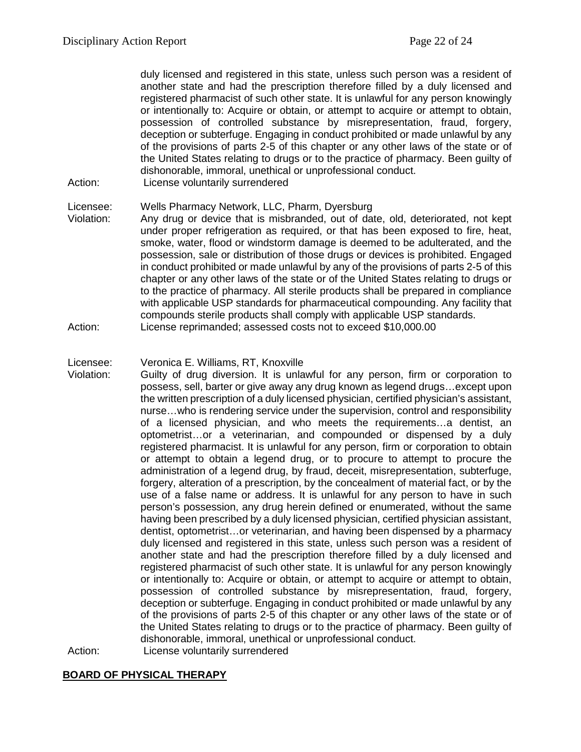duly licensed and registered in this state, unless such person was a resident of another state and had the prescription therefore filled by a duly licensed and registered pharmacist of such other state. It is unlawful for any person knowingly or intentionally to: Acquire or obtain, or attempt to acquire or attempt to obtain, possession of controlled substance by misrepresentation, fraud, forgery, deception or subterfuge. Engaging in conduct prohibited or made unlawful by any of the provisions of parts 2-5 of this chapter or any other laws of the state or of the United States relating to drugs or to the practice of pharmacy. Been guilty of dishonorable, immoral, unethical or unprofessional conduct.

Action: License voluntarily surrendered

Licensee: Wells Pharmacy Network, LLC, Pharm, Dyersburg

Violation: Any drug or device that is misbranded, out of date, old, deteriorated, not kept under proper refrigeration as required, or that has been exposed to fire, heat, smoke, water, flood or windstorm damage is deemed to be adulterated, and the possession, sale or distribution of those drugs or devices is prohibited. Engaged in conduct prohibited or made unlawful by any of the provisions of parts 2-5 of this chapter or any other laws of the state or of the United States relating to drugs or to the practice of pharmacy. All sterile products shall be prepared in compliance with applicable USP standards for pharmaceutical compounding. Any facility that compounds sterile products shall comply with applicable USP standards.

Action: License reprimanded; assessed costs not to exceed $10,000.00

Licensee: Veronica E. Williams, RT, Knoxville

Violation: Guilty of drug diversion. It is unlawful for any person, firm or corporation to possess, sell, barter or give away any drug known as legend drugs…except upon the written prescription of a duly licensed physician, certified physician's assistant, nurse…who is rendering service under the supervision, control and responsibility of a licensed physician, and who meets the requirements…a dentist, an optometrist…or a veterinarian, and compounded or dispensed by a duly registered pharmacist. It is unlawful for any person, firm or corporation to obtain or attempt to obtain a legend drug, or to procure to attempt to procure the administration of a legend drug, by fraud, deceit, misrepresentation, subterfuge, forgery, alteration of a prescription, by the concealment of material fact, or by the use of a false name or address. It is unlawful for any person to have in such person's possession, any drug herein defined or enumerated, without the same having been prescribed by a duly licensed physician, certified physician assistant, dentist, optometrist…or veterinarian, and having been dispensed by a pharmacy duly licensed and registered in this state, unless such person was a resident of another state and had the prescription therefore filled by a duly licensed and registered pharmacist of such other state. It is unlawful for any person knowingly or intentionally to: Acquire or obtain, or attempt to acquire or attempt to obtain, possession of controlled substance by misrepresentation, fraud, forgery, deception or subterfuge. Engaging in conduct prohibited or made unlawful by any of the provisions of parts 2-5 of this chapter or any other laws of the state or of the United States relating to drugs or to the practice of pharmacy. Been guilty of dishonorable, immoral, unethical or unprofessional conduct.

Action: License voluntarily surrendered

## BOARD OF PHYSICAL THERAPY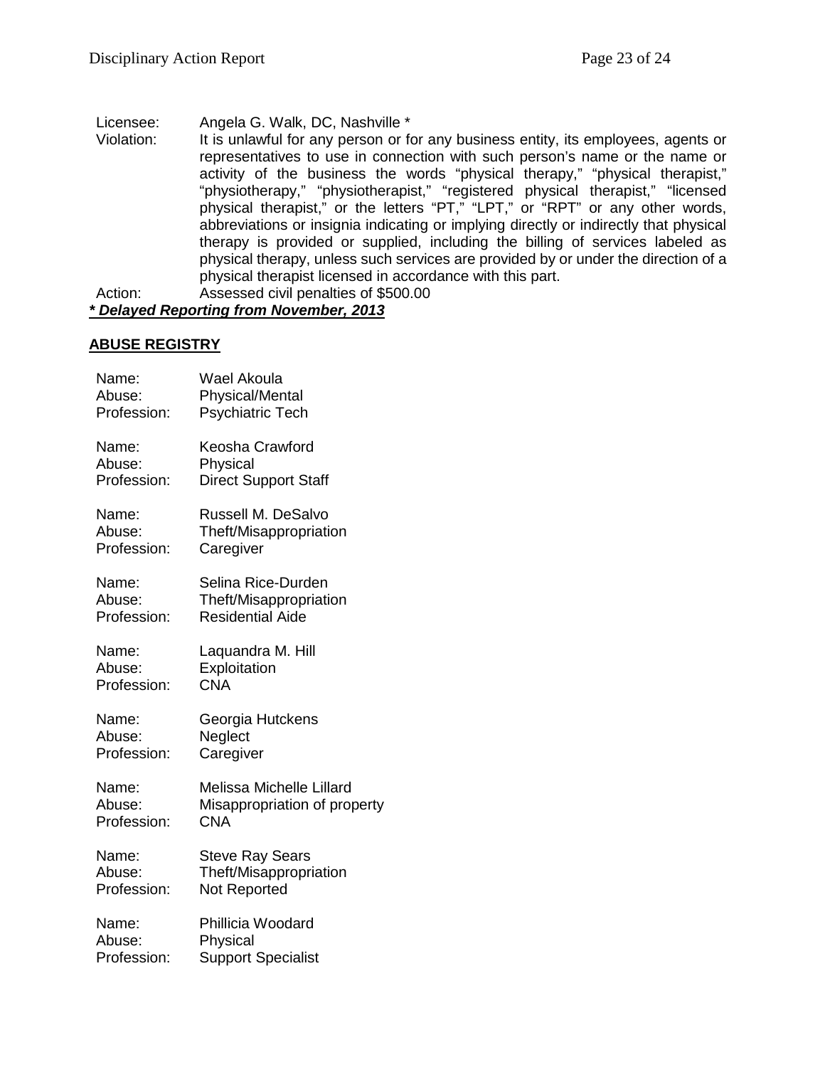Licensee: Angela G. Walk, DC, Nashville *
Violation: It is unlawful for any person or for any business entity, its employees, agents or representatives to use in connection with such person's name or the name or activity of the business the words "physical therapy," "physical therapist," "physiotherapy," "physiotherapist," "registered physical therapist," "licensed physical therapist," or the letters "PT," "LPT," or "RPT" or any other words, abbreviations or insignia indicating or implying directly or indirectly that physical therapy is provided or supplied, including the billing of services labeled as physical therapy, unless such services are provided by or under the direction of a physical therapist licensed in accordance with this part.
Action: Assessed civil penalties of $500.00

***\* Delayed Reporting from November, 2013***

## ABUSE REGISTRY

Name: Wael Akoula
Abuse: Physical/Mental
Profession: Psychiatric Tech

Name: Keosha Crawford
Abuse: Physical
Profession: Direct Support Staff

Name: Russell M. DeSalvo
Abuse: Theft/Misappropriation
Profession: Caregiver

Name: Selina Rice-Durden
Abuse: Theft/Misappropriation
Profession: Residential Aide

Name: Laquandra M. Hill
Abuse: Exploitation
Profession: CNA

Name: Georgia Hutckens
Abuse: Neglect
Profession: Caregiver

Name: Melissa Michelle Lillard
Abuse: Misappropriation of property
Profession: CNA

Name: Steve Ray Sears
Abuse: Theft/Misappropriation
Profession: Not Reported

Name: Phillicia Woodard
Abuse: Physical
Profession: Support Specialist